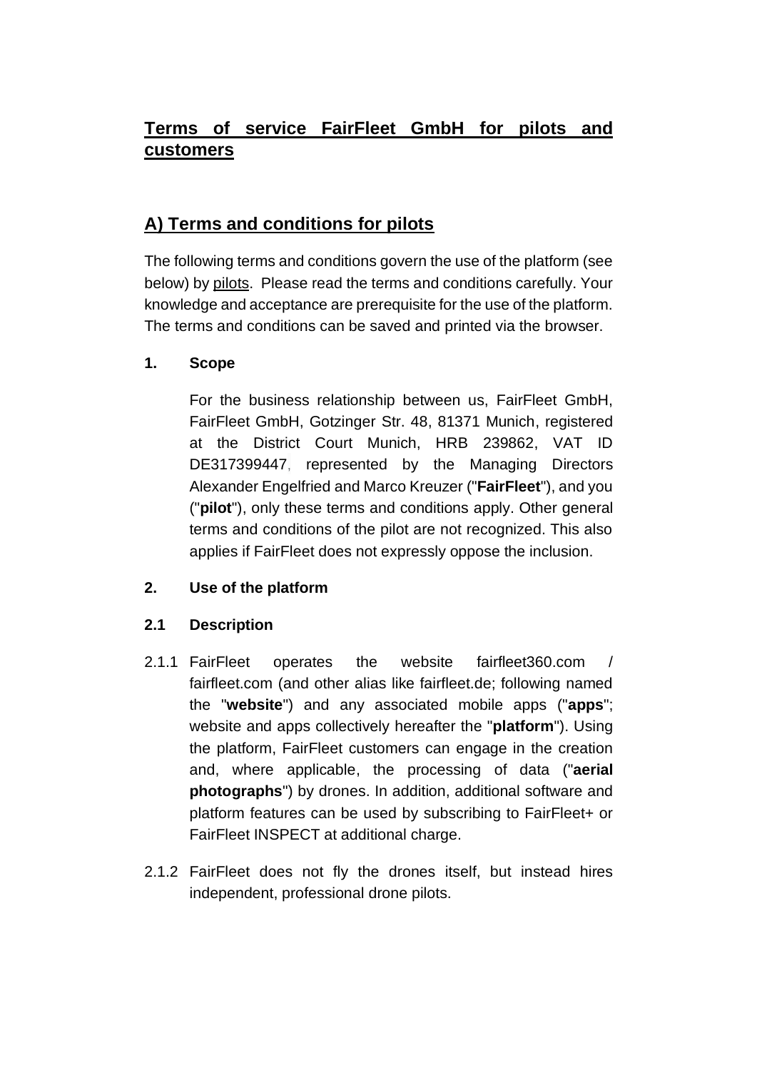# Terms of service FairFleet GmbH for pilots and customers

## A) Terms and conditions for pilots

The following terms and conditions govern the use of the platform (see below) by pilots. Please read the terms and conditions carefully. Your knowledge and acceptance are prerequisite for the use of the platform. The terms and conditions can be saved and printed via the browser.

### 1. Scope

For the business relationship between us, FairFleet GmbH, FairFleet GmbH, Gotzinger Str. 48, 81371 Munich, registered at the District Court Munich, HRB 239862, VAT ID DE317399447, represented by the Managing Directors Alexander Engelfried and Marco Kreuzer ("**FairFleet**"), and you ("**pilot**"), only these terms and conditions apply. Other general terms and conditions of the pilot are not recognized. This also applies if FairFleet does not expressly oppose the inclusion.

### 2. Use of the platform

#### 2.1 Description

2.1.1 FairFleet operates the website fairfleet360.com / fairfleet.com (and other alias like fairfleet.de; following named the "**website**") and any associated mobile apps ("**apps**"; website and apps collectively hereafter the "**platform**"). Using the platform, FairFleet customers can engage in the creation and, where applicable, the processing of data ("**aerial photographs**") by drones. In addition, additional software and platform features can be used by subscribing to FairFleet+ or FairFleet INSPECT at additional charge.

2.1.2 FairFleet does not fly the drones itself, but instead hires independent, professional drone pilots.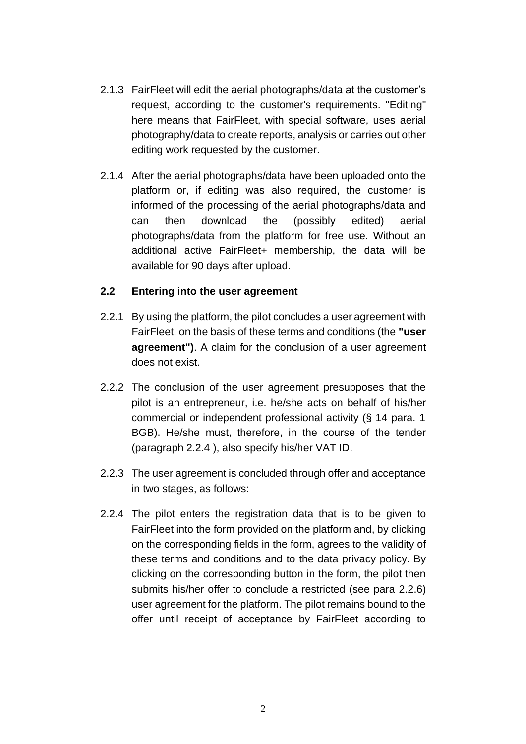2.1.3 FairFleet will edit the aerial photographs/data at the customer's request, according to the customer's requirements. "Editing" here means that FairFleet, with special software, uses aerial photography/data to create reports, analysis or carries out other editing work requested by the customer.

2.1.4 After the aerial photographs/data have been uploaded onto the platform or, if editing was also required, the customer is informed of the processing of the aerial photographs/data and can then download the (possibly edited) aerial photographs/data from the platform for free use. Without an additional active FairFleet+ membership, the data will be available for 90 days after upload.

### 2.2 Entering into the user agreement

2.2.1 By using the platform, the pilot concludes a user agreement with FairFleet, on the basis of these terms and conditions (the **"user agreement")**. A claim for the conclusion of a user agreement does not exist.

2.2.2 The conclusion of the user agreement presupposes that the pilot is an entrepreneur, i.e. he/she acts on behalf of his/her commercial or independent professional activity (§ 14 para. 1 BGB). He/she must, therefore, in the course of the tender (paragraph 2.2.4 ), also specify his/her VAT ID.

2.2.3 The user agreement is concluded through offer and acceptance in two stages, as follows:

2.2.4 The pilot enters the registration data that is to be given to FairFleet into the form provided on the platform and, by clicking on the corresponding fields in the form, agrees to the validity of these terms and conditions and to the data privacy policy. By clicking on the corresponding button in the form, the pilot then submits his/her offer to conclude a restricted (see para 2.2.6) user agreement for the platform. The pilot remains bound to the offer until receipt of acceptance by FairFleet according to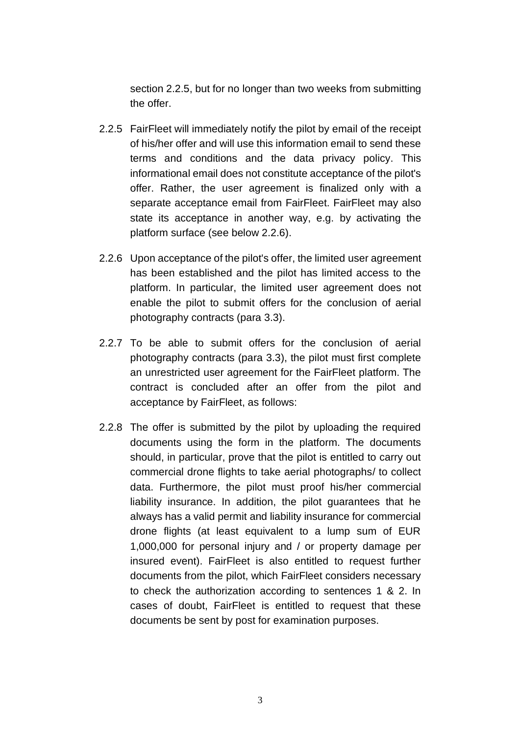section 2.2.5, but for no longer than two weeks from submitting the offer.

2.2.5 FairFleet will immediately notify the pilot by email of the receipt of his/her offer and will use this information email to send these terms and conditions and the data privacy policy. This informational email does not constitute acceptance of the pilot's offer. Rather, the user agreement is finalized only with a separate acceptance email from FairFleet. FairFleet may also state its acceptance in another way, e.g. by activating the platform surface (see below 2.2.6).

2.2.6 Upon acceptance of the pilot's offer, the limited user agreement has been established and the pilot has limited access to the platform. In particular, the limited user agreement does not enable the pilot to submit offers for the conclusion of aerial photography contracts (para 3.3).

2.2.7 To be able to submit offers for the conclusion of aerial photography contracts (para 3.3), the pilot must first complete an unrestricted user agreement for the FairFleet platform. The contract is concluded after an offer from the pilot and acceptance by FairFleet, as follows:

2.2.8 The offer is submitted by the pilot by uploading the required documents using the form in the platform. The documents should, in particular, prove that the pilot is entitled to carry out commercial drone flights to take aerial photographs/ to collect data. Furthermore, the pilot must proof his/her commercial liability insurance. In addition, the pilot guarantees that he always has a valid permit and liability insurance for commercial drone flights (at least equivalent to a lump sum of EUR 1,000,000 for personal injury and / or property damage per insured event). FairFleet is also entitled to request further documents from the pilot, which FairFleet considers necessary to check the authorization according to sentences 1 & 2. In cases of doubt, FairFleet is entitled to request that these documents be sent by post for examination purposes.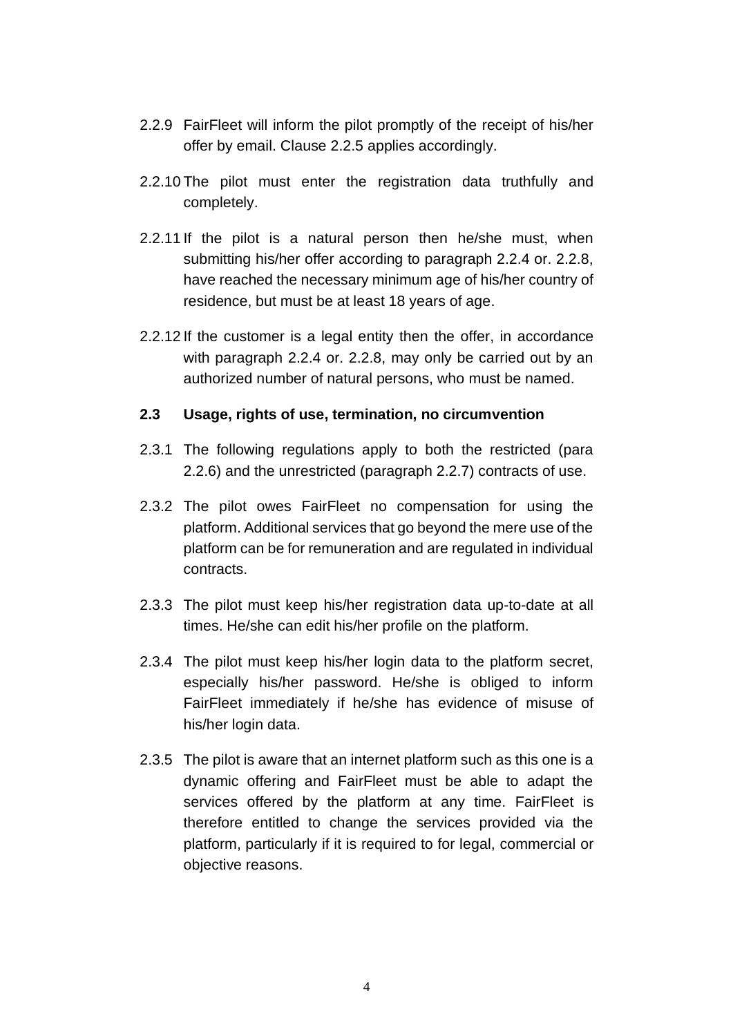2.2.9 FairFleet will inform the pilot promptly of the receipt of his/her offer by email. Clause 2.2.5 applies accordingly.

2.2.10 The pilot must enter the registration data truthfully and completely.

2.2.11 If the pilot is a natural person then he/she must, when submitting his/her offer according to paragraph 2.2.4 or. 2.2.8, have reached the necessary minimum age of his/her country of residence, but must be at least 18 years of age.

2.2.12 If the customer is a legal entity then the offer, in accordance with paragraph 2.2.4 or. 2.2.8, may only be carried out by an authorized number of natural persons, who must be named.

### 2.3 Usage, rights of use, termination, no circumvention

2.3.1 The following regulations apply to both the restricted (para 2.2.6) and the unrestricted (paragraph 2.2.7) contracts of use.

2.3.2 The pilot owes FairFleet no compensation for using the platform. Additional services that go beyond the mere use of the platform can be for remuneration and are regulated in individual contracts.

2.3.3 The pilot must keep his/her registration data up-to-date at all times. He/she can edit his/her profile on the platform.

2.3.4 The pilot must keep his/her login data to the platform secret, especially his/her password. He/she is obliged to inform FairFleet immediately if he/she has evidence of misuse of his/her login data.

2.3.5 The pilot is aware that an internet platform such as this one is a dynamic offering and FairFleet must be able to adapt the services offered by the platform at any time. FairFleet is therefore entitled to change the services provided via the platform, particularly if it is required to for legal, commercial or objective reasons.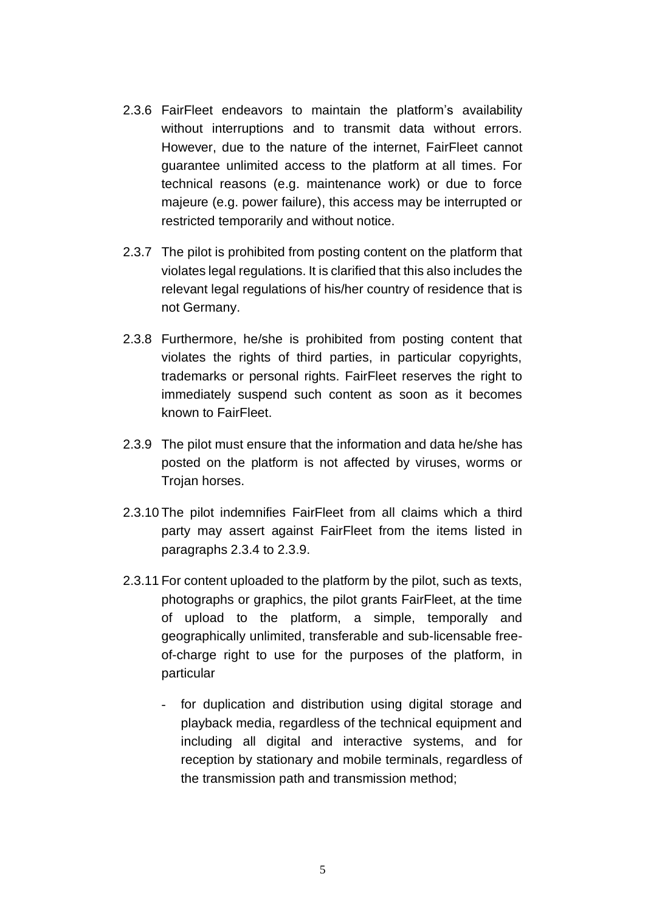2.3.6 FairFleet endeavors to maintain the platform's availability without interruptions and to transmit data without errors. However, due to the nature of the internet, FairFleet cannot guarantee unlimited access to the platform at all times. For technical reasons (e.g. maintenance work) or due to force majeure (e.g. power failure), this access may be interrupted or restricted temporarily and without notice.

2.3.7 The pilot is prohibited from posting content on the platform that violates legal regulations. It is clarified that this also includes the relevant legal regulations of his/her country of residence that is not Germany.

2.3.8 Furthermore, he/she is prohibited from posting content that violates the rights of third parties, in particular copyrights, trademarks or personal rights. FairFleet reserves the right to immediately suspend such content as soon as it becomes known to FairFleet.

2.3.9 The pilot must ensure that the information and data he/she has posted on the platform is not affected by viruses, worms or Trojan horses.

2.3.10 The pilot indemnifies FairFleet from all claims which a third party may assert against FairFleet from the items listed in paragraphs 2.3.4 to 2.3.9.

2.3.11 For content uploaded to the platform by the pilot, such as texts, photographs or graphics, the pilot grants FairFleet, at the time of upload to the platform, a simple, temporally and geographically unlimited, transferable and sub-licensable free-of-charge right to use for the purposes of the platform, in particular

- for duplication and distribution using digital storage and playback media, regardless of the technical equipment and including all digital and interactive systems, and for reception by stationary and mobile terminals, regardless of the transmission path and transmission method;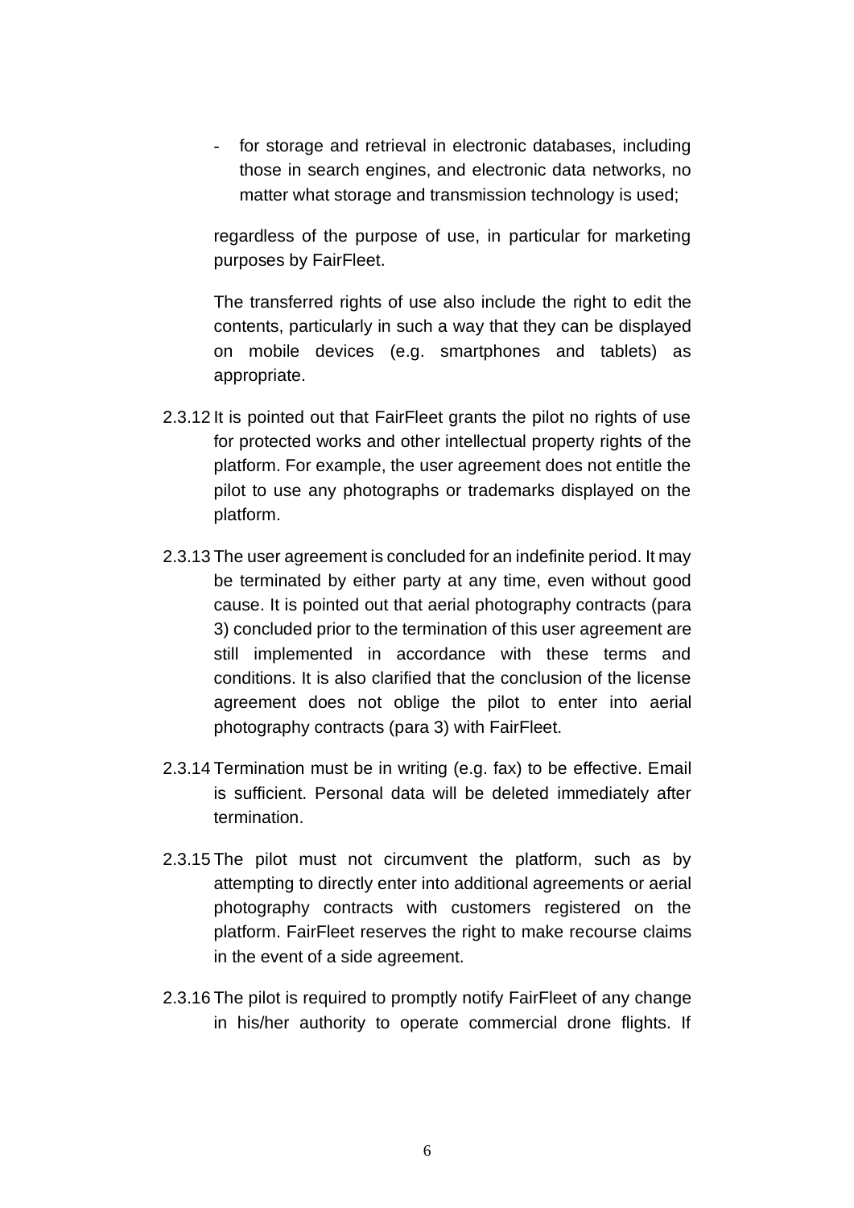- for storage and retrieval in electronic databases, including those in search engines, and electronic data networks, no matter what storage and transmission technology is used;

regardless of the purpose of use, in particular for marketing purposes by FairFleet.

The transferred rights of use also include the right to edit the contents, particularly in such a way that they can be displayed on mobile devices (e.g. smartphones and tablets) as appropriate.

2.3.12 It is pointed out that FairFleet grants the pilot no rights of use for protected works and other intellectual property rights of the platform. For example, the user agreement does not entitle the pilot to use any photographs or trademarks displayed on the platform.

2.3.13 The user agreement is concluded for an indefinite period. It may be terminated by either party at any time, even without good cause. It is pointed out that aerial photography contracts (para 3) concluded prior to the termination of this user agreement are still implemented in accordance with these terms and conditions. It is also clarified that the conclusion of the license agreement does not oblige the pilot to enter into aerial photography contracts (para 3) with FairFleet.

2.3.14 Termination must be in writing (e.g. fax) to be effective. Email is sufficient. Personal data will be deleted immediately after termination.

2.3.15 The pilot must not circumvent the platform, such as by attempting to directly enter into additional agreements or aerial photography contracts with customers registered on the platform. FairFleet reserves the right to make recourse claims in the event of a side agreement.

2.3.16 The pilot is required to promptly notify FairFleet of any change in his/her authority to operate commercial drone flights. If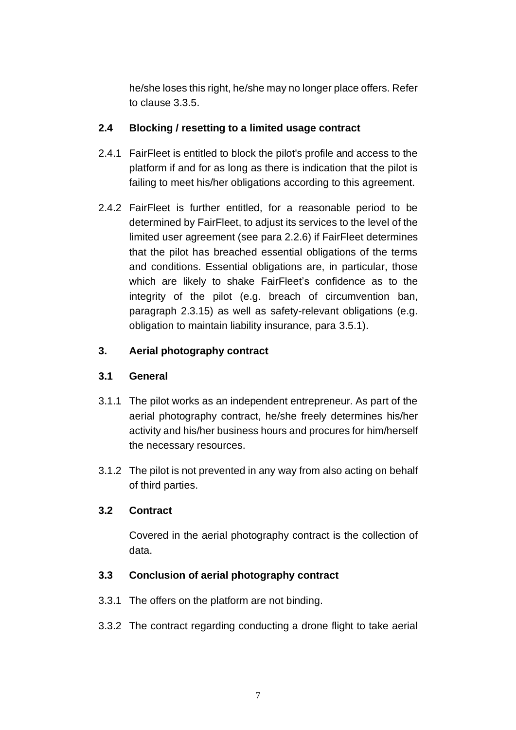he/she loses this right, he/she may no longer place offers. Refer to clause 3.3.5.

### 2.4 Blocking / resetting to a limited usage contract

2.4.1 FairFleet is entitled to block the pilot's profile and access to the platform if and for as long as there is indication that the pilot is failing to meet his/her obligations according to this agreement.

2.4.2 FairFleet is further entitled, for a reasonable period to be determined by FairFleet, to adjust its services to the level of the limited user agreement (see para 2.2.6) if FairFleet determines that the pilot has breached essential obligations of the terms and conditions. Essential obligations are, in particular, those which are likely to shake FairFleet's confidence as to the integrity of the pilot (e.g. breach of circumvention ban, paragraph 2.3.15) as well as safety-relevant obligations (e.g. obligation to maintain liability insurance, para 3.5.1).

## 3. Aerial photography contract

### 3.1 General

3.1.1 The pilot works as an independent entrepreneur. As part of the aerial photography contract, he/she freely determines his/her activity and his/her business hours and procures for him/herself the necessary resources.

3.1.2 The pilot is not prevented in any way from also acting on behalf of third parties.

### 3.2 Contract

Covered in the aerial photography contract is the collection of data.

### 3.3 Conclusion of aerial photography contract

3.3.1 The offers on the platform are not binding.

3.3.2 The contract regarding conducting a drone flight to take aerial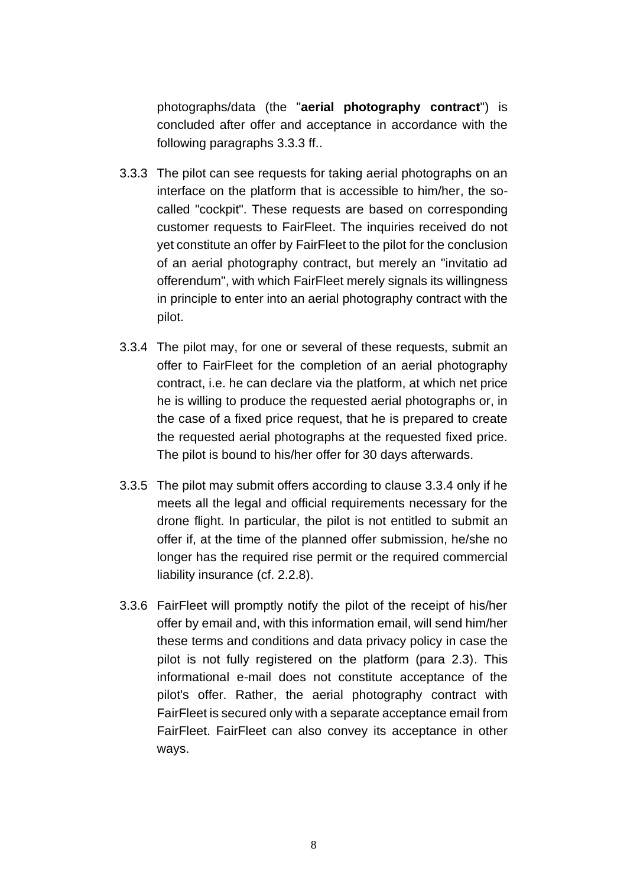photographs/data (the "**aerial photography contract**") is concluded after offer and acceptance in accordance with the following paragraphs 3.3.3 ff..

3.3.3 The pilot can see requests for taking aerial photographs on an interface on the platform that is accessible to him/her, the so-called "cockpit". These requests are based on corresponding customer requests to FairFleet. The inquiries received do not yet constitute an offer by FairFleet to the pilot for the conclusion of an aerial photography contract, but merely an "invitatio ad offerendum", with which FairFleet merely signals its willingness in principle to enter into an aerial photography contract with the pilot.

3.3.4 The pilot may, for one or several of these requests, submit an offer to FairFleet for the completion of an aerial photography contract, i.e. he can declare via the platform, at which net price he is willing to produce the requested aerial photographs or, in the case of a fixed price request, that he is prepared to create the requested aerial photographs at the requested fixed price. The pilot is bound to his/her offer for 30 days afterwards.

3.3.5 The pilot may submit offers according to clause 3.3.4 only if he meets all the legal and official requirements necessary for the drone flight. In particular, the pilot is not entitled to submit an offer if, at the time of the planned offer submission, he/she no longer has the required rise permit or the required commercial liability insurance (cf. 2.2.8).

3.3.6 FairFleet will promptly notify the pilot of the receipt of his/her offer by email and, with this information email, will send him/her these terms and conditions and data privacy policy in case the pilot is not fully registered on the platform (para 2.3). This informational e-mail does not constitute acceptance of the pilot's offer. Rather, the aerial photography contract with FairFleet is secured only with a separate acceptance email from FairFleet. FairFleet can also convey its acceptance in other ways.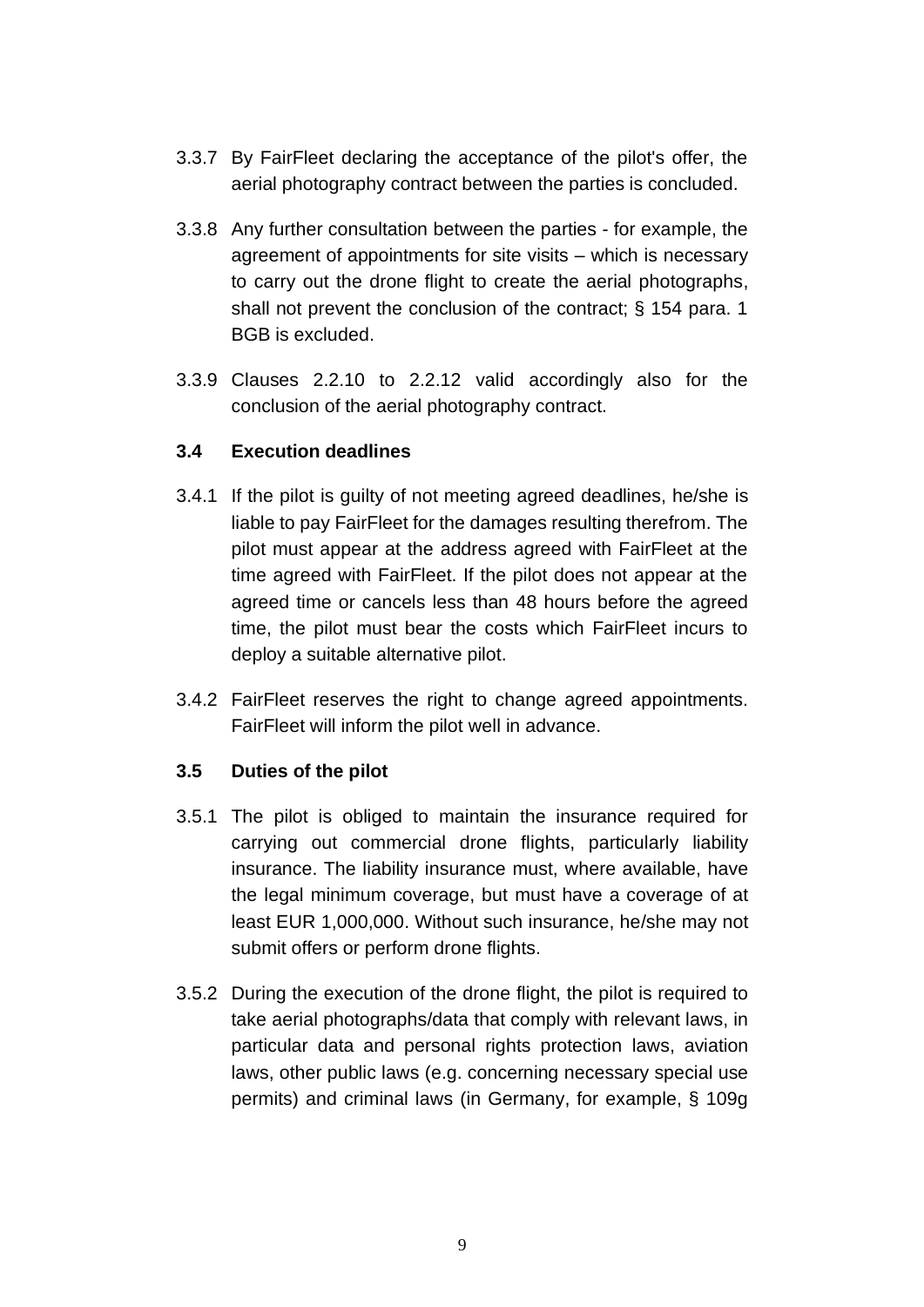3.3.7 By FairFleet declaring the acceptance of the pilot's offer, the aerial photography contract between the parties is concluded.

3.3.8 Any further consultation between the parties - for example, the agreement of appointments for site visits – which is necessary to carry out the drone flight to create the aerial photographs, shall not prevent the conclusion of the contract; § 154 para. 1 BGB is excluded.

3.3.9 Clauses 2.2.10 to 2.2.12 valid accordingly also for the conclusion of the aerial photography contract.

### 3.4 Execution deadlines

3.4.1 If the pilot is guilty of not meeting agreed deadlines, he/she is liable to pay FairFleet for the damages resulting therefrom. The pilot must appear at the address agreed with FairFleet at the time agreed with FairFleet. If the pilot does not appear at the agreed time or cancels less than 48 hours before the agreed time, the pilot must bear the costs which FairFleet incurs to deploy a suitable alternative pilot.

3.4.2 FairFleet reserves the right to change agreed appointments. FairFleet will inform the pilot well in advance.

### 3.5 Duties of the pilot

3.5.1 The pilot is obliged to maintain the insurance required for carrying out commercial drone flights, particularly liability insurance. The liability insurance must, where available, have the legal minimum coverage, but must have a coverage of at least EUR 1,000,000. Without such insurance, he/she may not submit offers or perform drone flights.

3.5.2 During the execution of the drone flight, the pilot is required to take aerial photographs/data that comply with relevant laws, in particular data and personal rights protection laws, aviation laws, other public laws (e.g. concerning necessary special use permits) and criminal laws (in Germany, for example, § 109g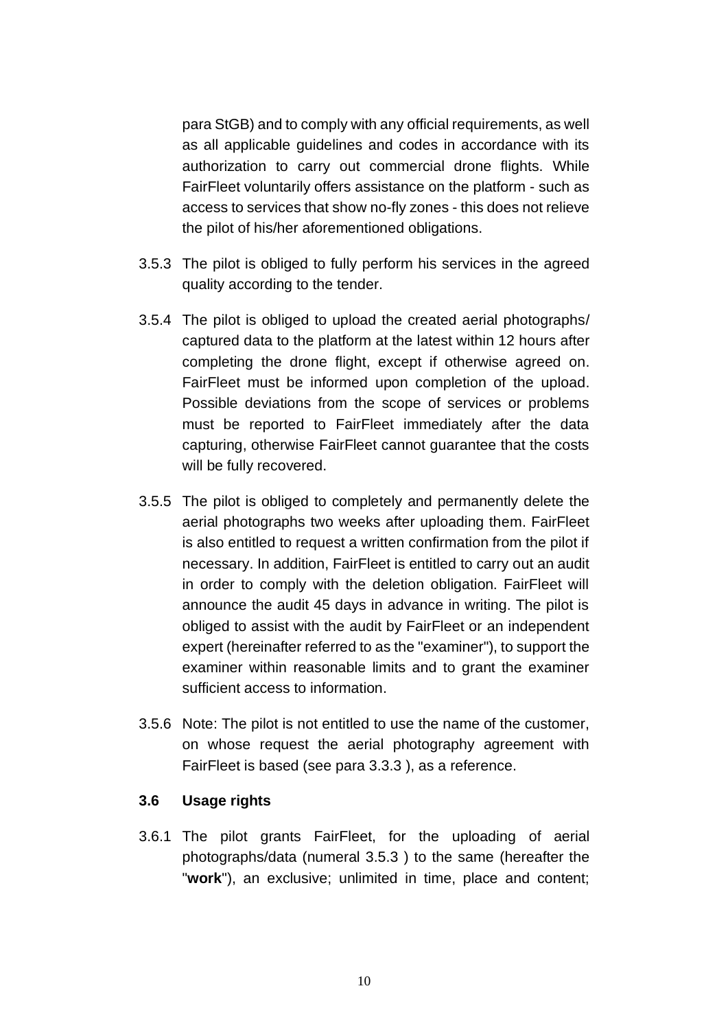para StGB) and to comply with any official requirements, as well as all applicable guidelines and codes in accordance with its authorization to carry out commercial drone flights. While FairFleet voluntarily offers assistance on the platform - such as access to services that show no-fly zones - this does not relieve the pilot of his/her aforementioned obligations.

3.5.3 The pilot is obliged to fully perform his services in the agreed quality according to the tender.

3.5.4 The pilot is obliged to upload the created aerial photographs/ captured data to the platform at the latest within 12 hours after completing the drone flight, except if otherwise agreed on. FairFleet must be informed upon completion of the upload. Possible deviations from the scope of services or problems must be reported to FairFleet immediately after the data capturing, otherwise FairFleet cannot guarantee that the costs will be fully recovered.

3.5.5 The pilot is obliged to completely and permanently delete the aerial photographs two weeks after uploading them. FairFleet is also entitled to request a written confirmation from the pilot if necessary. In addition, FairFleet is entitled to carry out an audit in order to comply with the deletion obligation. FairFleet will announce the audit 45 days in advance in writing. The pilot is obliged to assist with the audit by FairFleet or an independent expert (hereinafter referred to as the "examiner"), to support the examiner within reasonable limits and to grant the examiner sufficient access to information.

3.5.6 Note: The pilot is not entitled to use the name of the customer, on whose request the aerial photography agreement with FairFleet is based (see para 3.3.3 ), as a reference.

### 3.6 Usage rights

3.6.1 The pilot grants FairFleet, for the uploading of aerial photographs/data (numeral 3.5.3 ) to the same (hereafter the "**work**"), an exclusive; unlimited in time, place and content;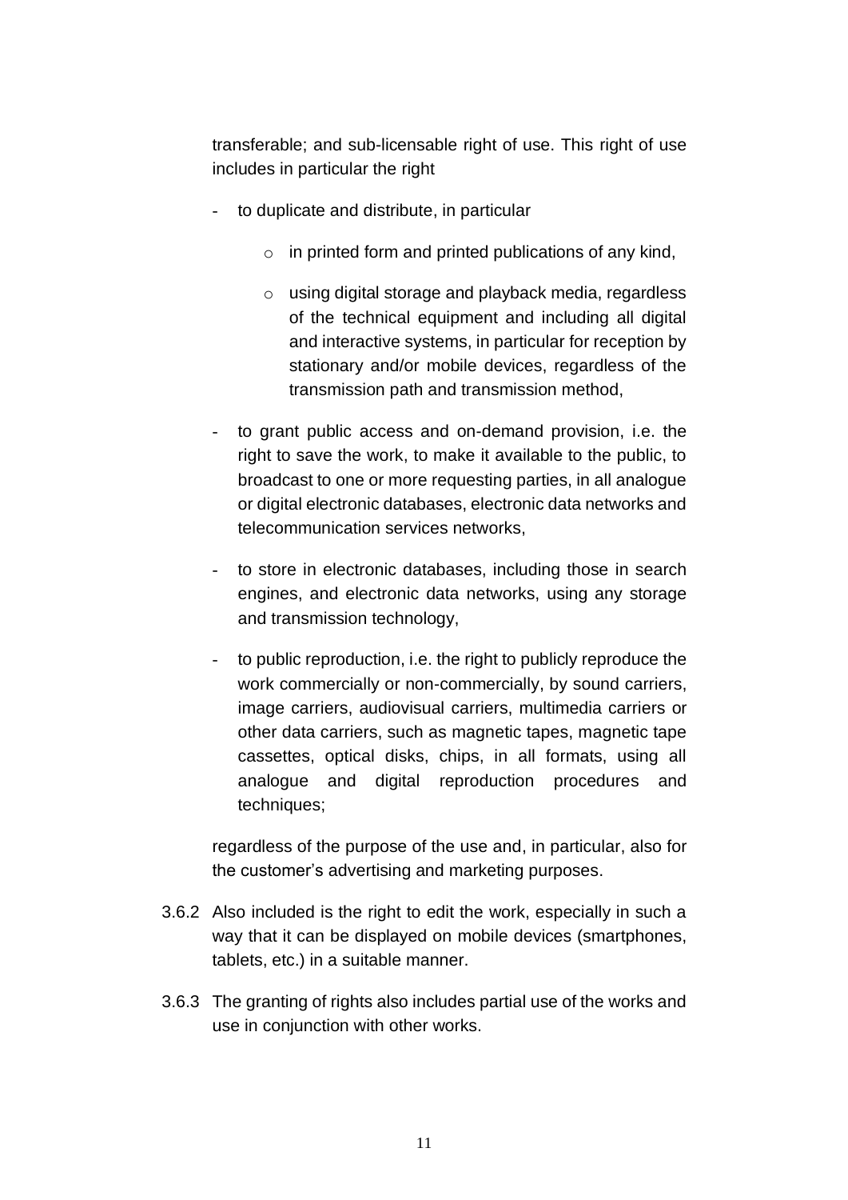transferable; and sub-licensable right of use. This right of use includes in particular the right

- to duplicate and distribute, in particular
  - in printed form and printed publications of any kind,
  - using digital storage and playback media, regardless of the technical equipment and including all digital and interactive systems, in particular for reception by stationary and/or mobile devices, regardless of the transmission path and transmission method,
- to grant public access and on-demand provision, i.e. the right to save the work, to make it available to the public, to broadcast to one or more requesting parties, in all analogue or digital electronic databases, electronic data networks and telecommunication services networks,
- to store in electronic databases, including those in search engines, and electronic data networks, using any storage and transmission technology,
- to public reproduction, i.e. the right to publicly reproduce the work commercially or non-commercially, by sound carriers, image carriers, audiovisual carriers, multimedia carriers or other data carriers, such as magnetic tapes, magnetic tape cassettes, optical disks, chips, in all formats, using all analogue and digital reproduction procedures and techniques;

regardless of the purpose of the use and, in particular, also for the customer's advertising and marketing purposes.

3.6.2 Also included is the right to edit the work, especially in such a way that it can be displayed on mobile devices (smartphones, tablets, etc.) in a suitable manner.

3.6.3 The granting of rights also includes partial use of the works and use in conjunction with other works.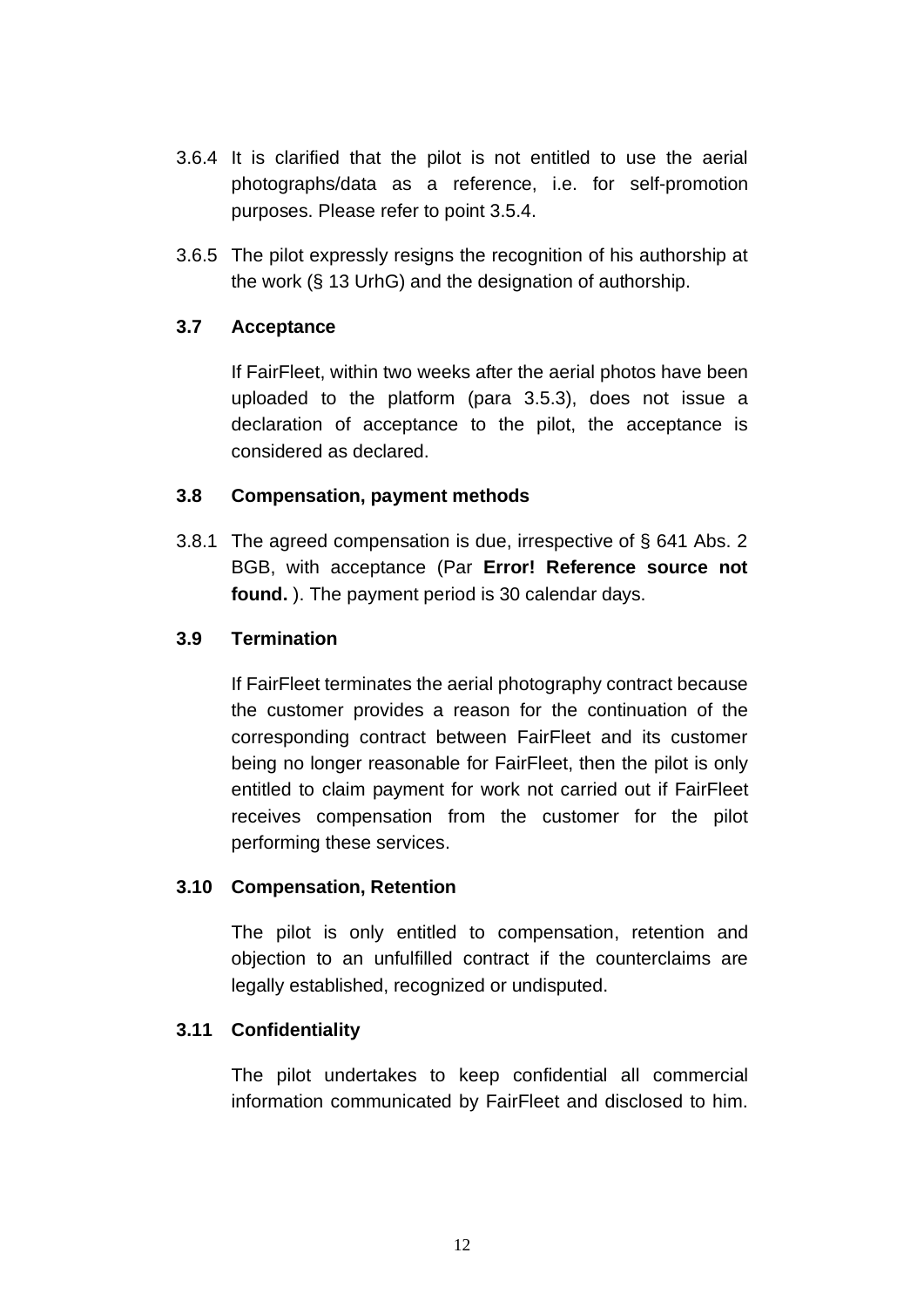3.6.4 It is clarified that the pilot is not entitled to use the aerial photographs/data as a reference, i.e. for self-promotion purposes. Please refer to point 3.5.4.

3.6.5 The pilot expressly resigns the recognition of his authorship at the work (§ 13 UrhG) and the designation of authorship.

### 3.7 Acceptance

If FairFleet, within two weeks after the aerial photos have been uploaded to the platform (para 3.5.3), does not issue a declaration of acceptance to the pilot, the acceptance is considered as declared.

### 3.8 Compensation, payment methods

3.8.1 The agreed compensation is due, irrespective of § 641 Abs. 2 BGB, with acceptance (Par **Error! Reference source not found.** ). The payment period is 30 calendar days.

### 3.9 Termination

If FairFleet terminates the aerial photography contract because the customer provides a reason for the continuation of the corresponding contract between FairFleet and its customer being no longer reasonable for FairFleet, then the pilot is only entitled to claim payment for work not carried out if FairFleet receives compensation from the customer for the pilot performing these services.

### 3.10 Compensation, Retention

The pilot is only entitled to compensation, retention and objection to an unfulfilled contract if the counterclaims are legally established, recognized or undisputed.

### 3.11 Confidentiality

The pilot undertakes to keep confidential all commercial information communicated by FairFleet and disclosed to him.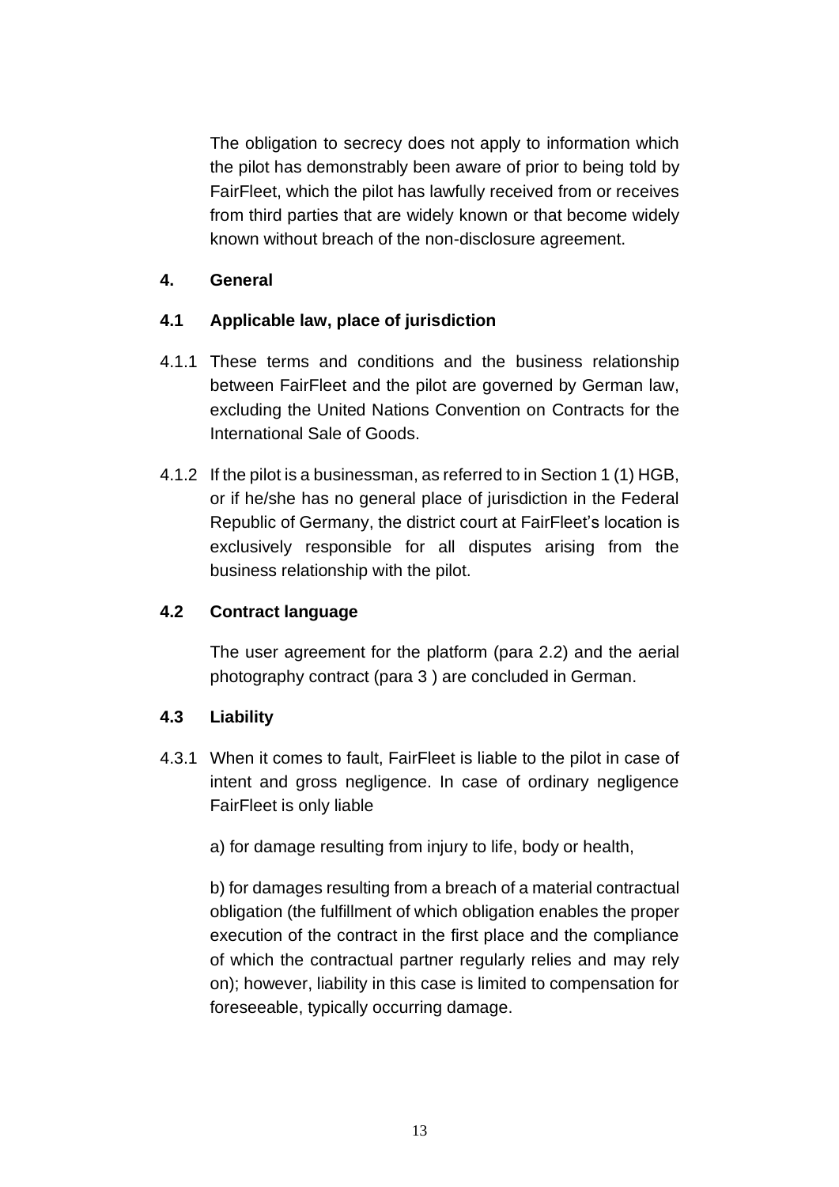The obligation to secrecy does not apply to information which the pilot has demonstrably been aware of prior to being told by FairFleet, which the pilot has lawfully received from or receives from third parties that are widely known or that become widely known without breach of the non-disclosure agreement.

## 4. General

### 4.1 Applicable law, place of jurisdiction

4.1.1 These terms and conditions and the business relationship between FairFleet and the pilot are governed by German law, excluding the United Nations Convention on Contracts for the International Sale of Goods.

4.1.2 If the pilot is a businessman, as referred to in Section 1 (1) HGB, or if he/she has no general place of jurisdiction in the Federal Republic of Germany, the district court at FairFleet's location is exclusively responsible for all disputes arising from the business relationship with the pilot.

### 4.2 Contract language

The user agreement for the platform (para 2.2) and the aerial photography contract (para 3 ) are concluded in German.

### 4.3 Liability

4.3.1 When it comes to fault, FairFleet is liable to the pilot in case of intent and gross negligence. In case of ordinary negligence FairFleet is only liable

a) for damage resulting from injury to life, body or health,

b) for damages resulting from a breach of a material contractual obligation (the fulfillment of which obligation enables the proper execution of the contract in the first place and the compliance of which the contractual partner regularly relies and may rely on); however, liability in this case is limited to compensation for foreseeable, typically occurring damage.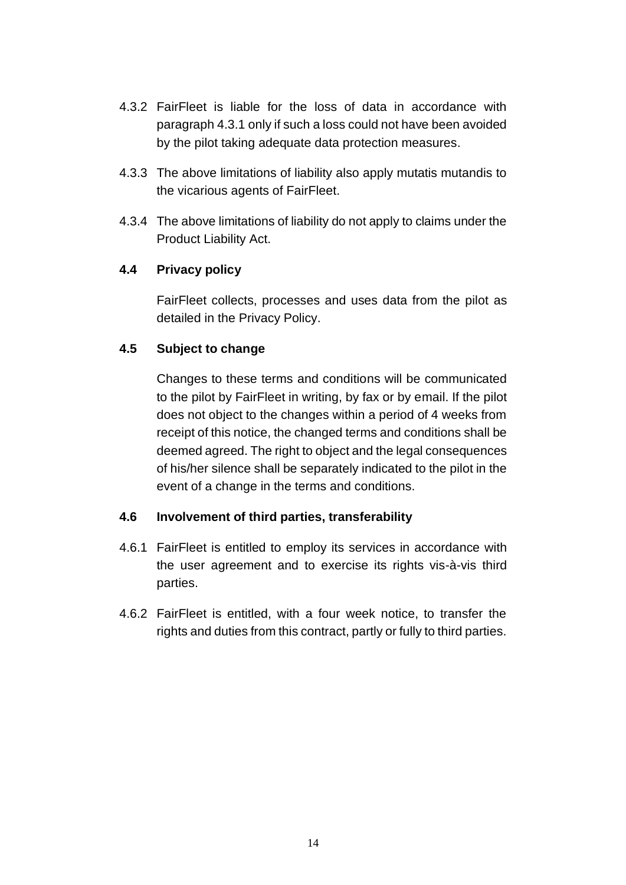4.3.2 FairFleet is liable for the loss of data in accordance with paragraph 4.3.1 only if such a loss could not have been avoided by the pilot taking adequate data protection measures.

4.3.3 The above limitations of liability also apply mutatis mutandis to the vicarious agents of FairFleet.

4.3.4 The above limitations of liability do not apply to claims under the Product Liability Act.

### 4.4 Privacy policy

FairFleet collects, processes and uses data from the pilot as detailed in the Privacy Policy.

### 4.5 Subject to change

Changes to these terms and conditions will be communicated to the pilot by FairFleet in writing, by fax or by email. If the pilot does not object to the changes within a period of 4 weeks from receipt of this notice, the changed terms and conditions shall be deemed agreed. The right to object and the legal consequences of his/her silence shall be separately indicated to the pilot in the event of a change in the terms and conditions.

### 4.6 Involvement of third parties, transferability

4.6.1 FairFleet is entitled to employ its services in accordance with the user agreement and to exercise its rights vis-à-vis third parties.

4.6.2 FairFleet is entitled, with a four week notice, to transfer the rights and duties from this contract, partly or fully to third parties.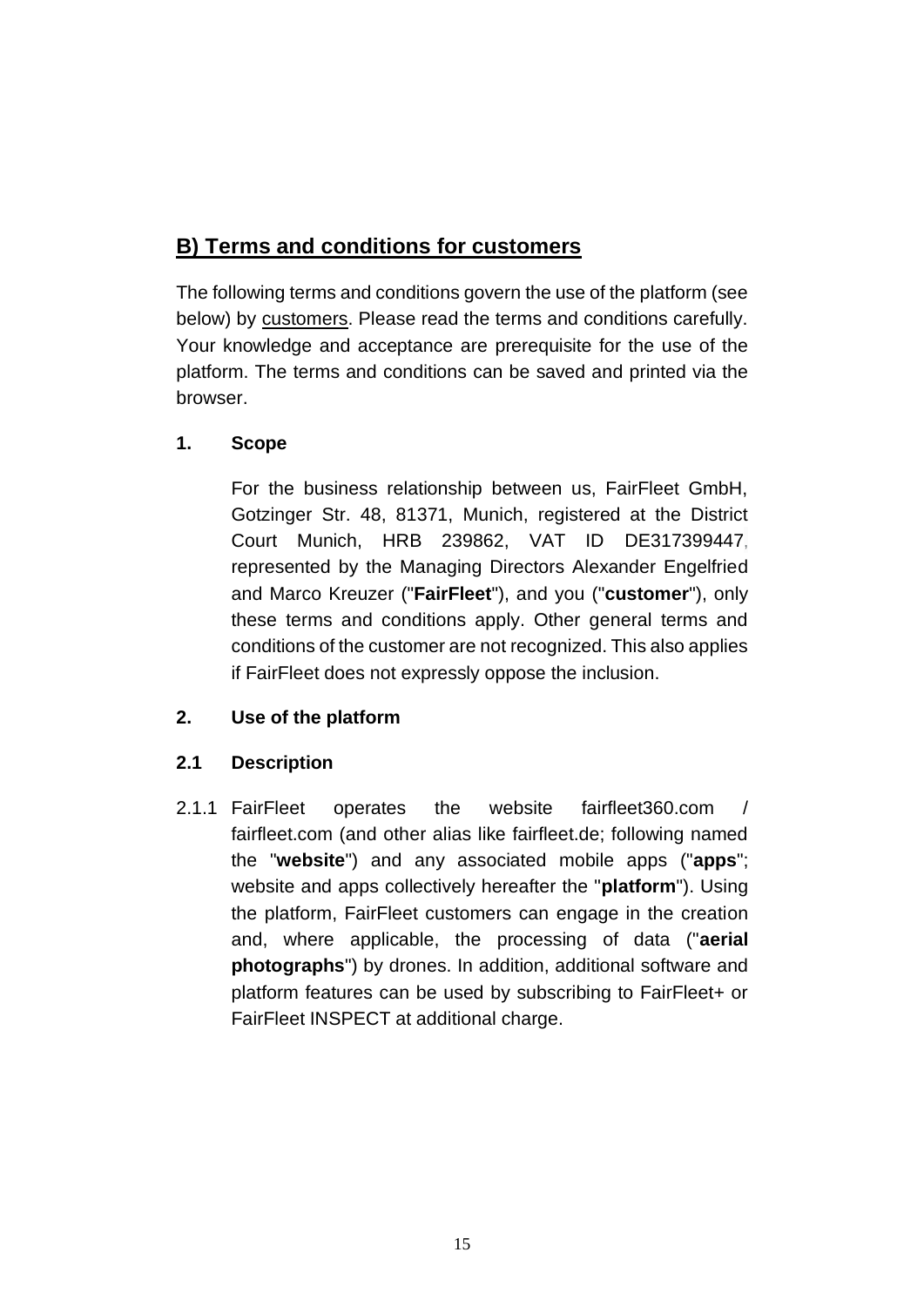## B) Terms and conditions for customers

The following terms and conditions govern the use of the platform (see below) by customers. Please read the terms and conditions carefully. Your knowledge and acceptance are prerequisite for the use of the platform. The terms and conditions can be saved and printed via the browser.

### 1. Scope

For the business relationship between us, FairFleet GmbH, Gotzinger Str. 48, 81371, Munich, registered at the District Court Munich, HRB 239862, VAT ID DE317399447, represented by the Managing Directors Alexander Engelfried and Marco Kreuzer ("**FairFleet**"), and you ("**customer**"), only these terms and conditions apply. Other general terms and conditions of the customer are not recognized. This also applies if FairFleet does not expressly oppose the inclusion.

### 2. Use of the platform

#### 2.1 Description

2.1.1 FairFleet operates the website fairfleet360.com / fairfleet.com (and other alias like fairfleet.de; following named the "**website**") and any associated mobile apps ("**apps**"; website and apps collectively hereafter the "**platform**"). Using the platform, FairFleet customers can engage in the creation and, where applicable, the processing of data ("**aerial photographs**") by drones. In addition, additional software and platform features can be used by subscribing to FairFleet+ or FairFleet INSPECT at additional charge.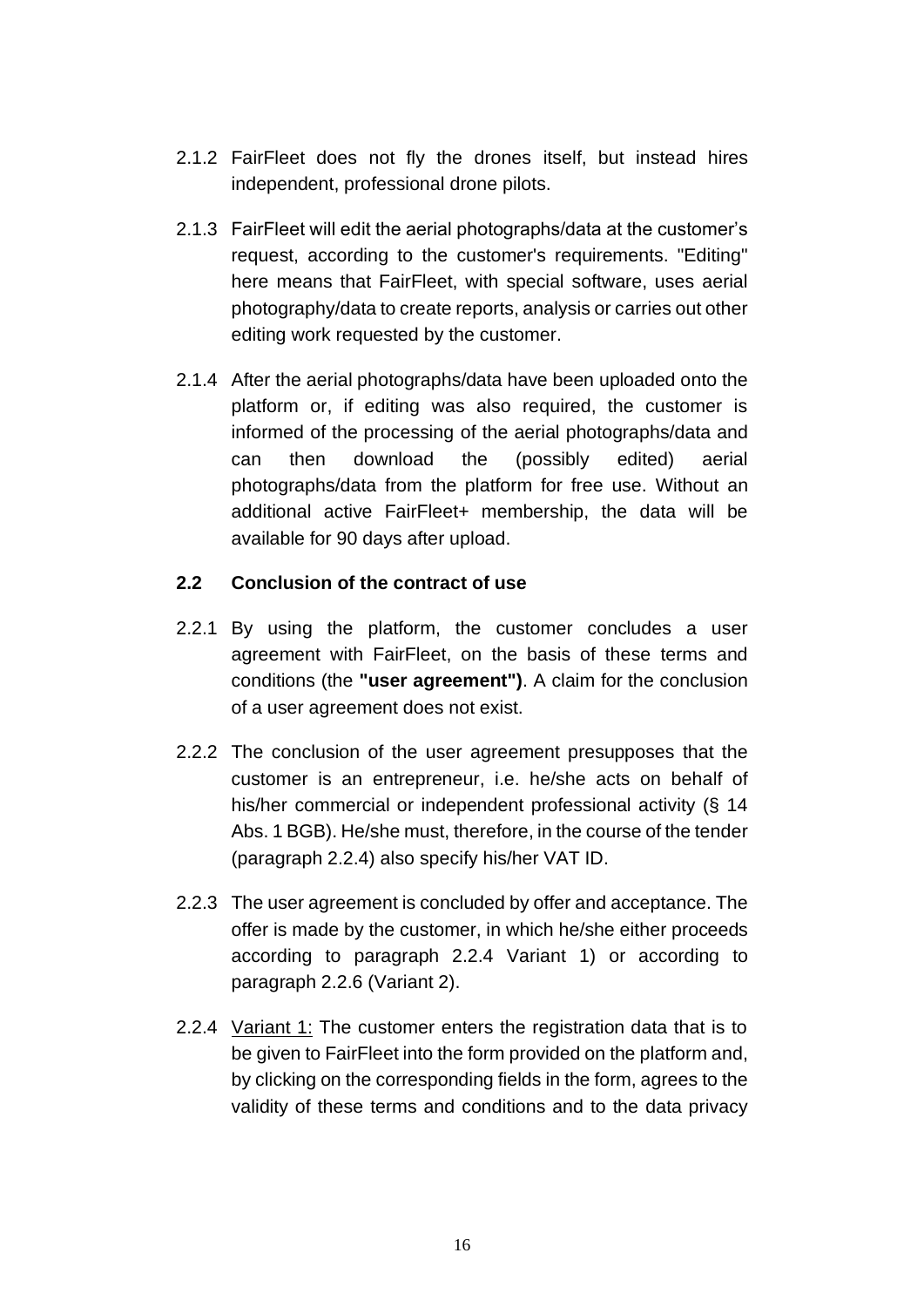2.1.2 FairFleet does not fly the drones itself, but instead hires independent, professional drone pilots.

2.1.3 FairFleet will edit the aerial photographs/data at the customer's request, according to the customer's requirements. "Editing" here means that FairFleet, with special software, uses aerial photography/data to create reports, analysis or carries out other editing work requested by the customer.

2.1.4 After the aerial photographs/data have been uploaded onto the platform or, if editing was also required, the customer is informed of the processing of the aerial photographs/data and can then download the (possibly edited) aerial photographs/data from the platform for free use. Without an additional active FairFleet+ membership, the data will be available for 90 days after upload.

### 2.2 Conclusion of the contract of use

2.2.1 By using the platform, the customer concludes a user agreement with FairFleet, on the basis of these terms and conditions (the **"user agreement")**. A claim for the conclusion of a user agreement does not exist.

2.2.2 The conclusion of the user agreement presupposes that the customer is an entrepreneur, i.e. he/she acts on behalf of his/her commercial or independent professional activity (§ 14 Abs. 1 BGB). He/she must, therefore, in the course of the tender (paragraph 2.2.4) also specify his/her VAT ID.

2.2.3 The user agreement is concluded by offer and acceptance. The offer is made by the customer, in which he/she either proceeds according to paragraph 2.2.4 Variant 1) or according to paragraph 2.2.6 (Variant 2).

2.2.4 <u>Variant 1:</u> The customer enters the registration data that is to be given to FairFleet into the form provided on the platform and, by clicking on the corresponding fields in the form, agrees to the validity of these terms and conditions and to the data privacy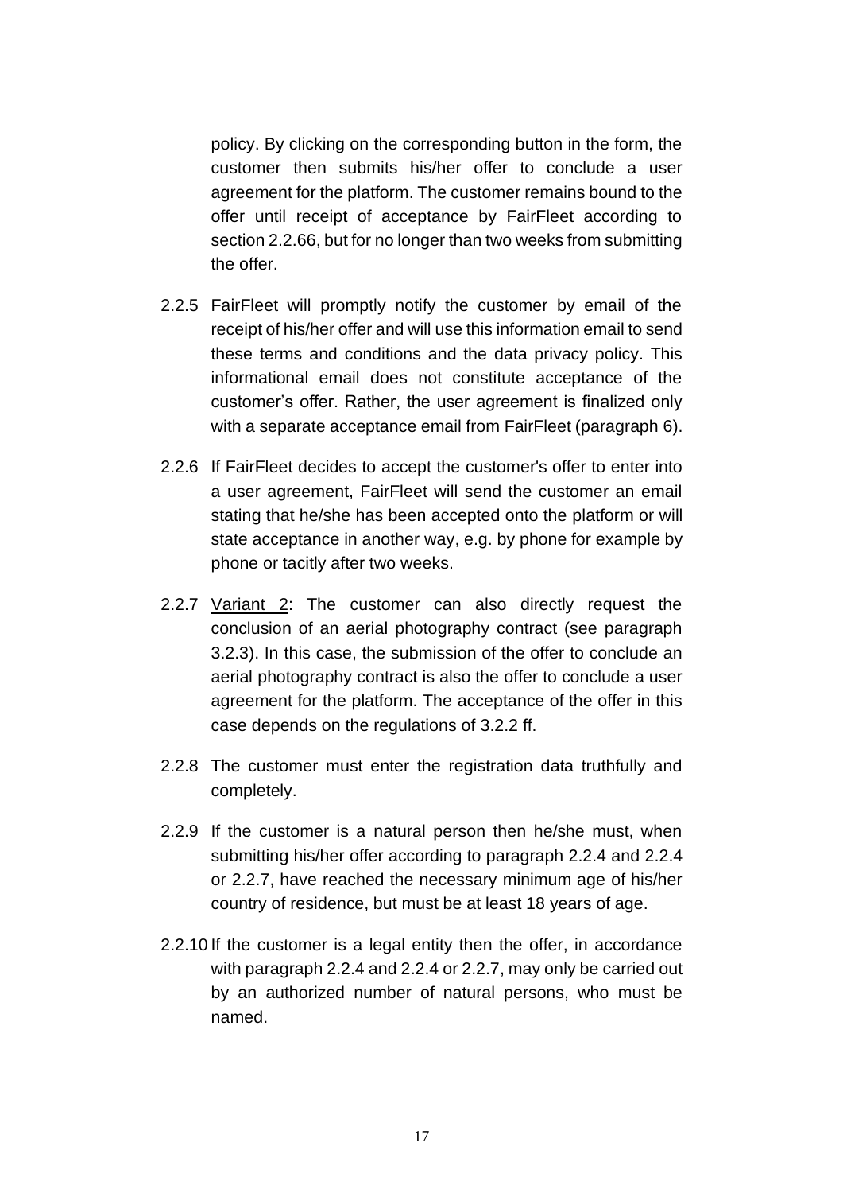policy. By clicking on the corresponding button in the form, the customer then submits his/her offer to conclude a user agreement for the platform. The customer remains bound to the offer until receipt of acceptance by FairFleet according to section 2.2.66, but for no longer than two weeks from submitting the offer.

2.2.5 FairFleet will promptly notify the customer by email of the receipt of his/her offer and will use this information email to send these terms and conditions and the data privacy policy. This informational email does not constitute acceptance of the customer's offer. Rather, the user agreement is finalized only with a separate acceptance email from FairFleet (paragraph 6).

2.2.6 If FairFleet decides to accept the customer's offer to enter into a user agreement, FairFleet will send the customer an email stating that he/she has been accepted onto the platform or will state acceptance in another way, e.g. by phone for example by phone or tacitly after two weeks.

2.2.7 <u>Variant 2</u>: The customer can also directly request the conclusion of an aerial photography contract (see paragraph 3.2.3). In this case, the submission of the offer to conclude an aerial photography contract is also the offer to conclude a user agreement for the platform. The acceptance of the offer in this case depends on the regulations of 3.2.2 ff.

2.2.8 The customer must enter the registration data truthfully and completely.

2.2.9 If the customer is a natural person then he/she must, when submitting his/her offer according to paragraph 2.2.4 and 2.2.4 or 2.2.7, have reached the necessary minimum age of his/her country of residence, but must be at least 18 years of age.

2.2.10 If the customer is a legal entity then the offer, in accordance with paragraph 2.2.4 and 2.2.4 or 2.2.7, may only be carried out by an authorized number of natural persons, who must be named.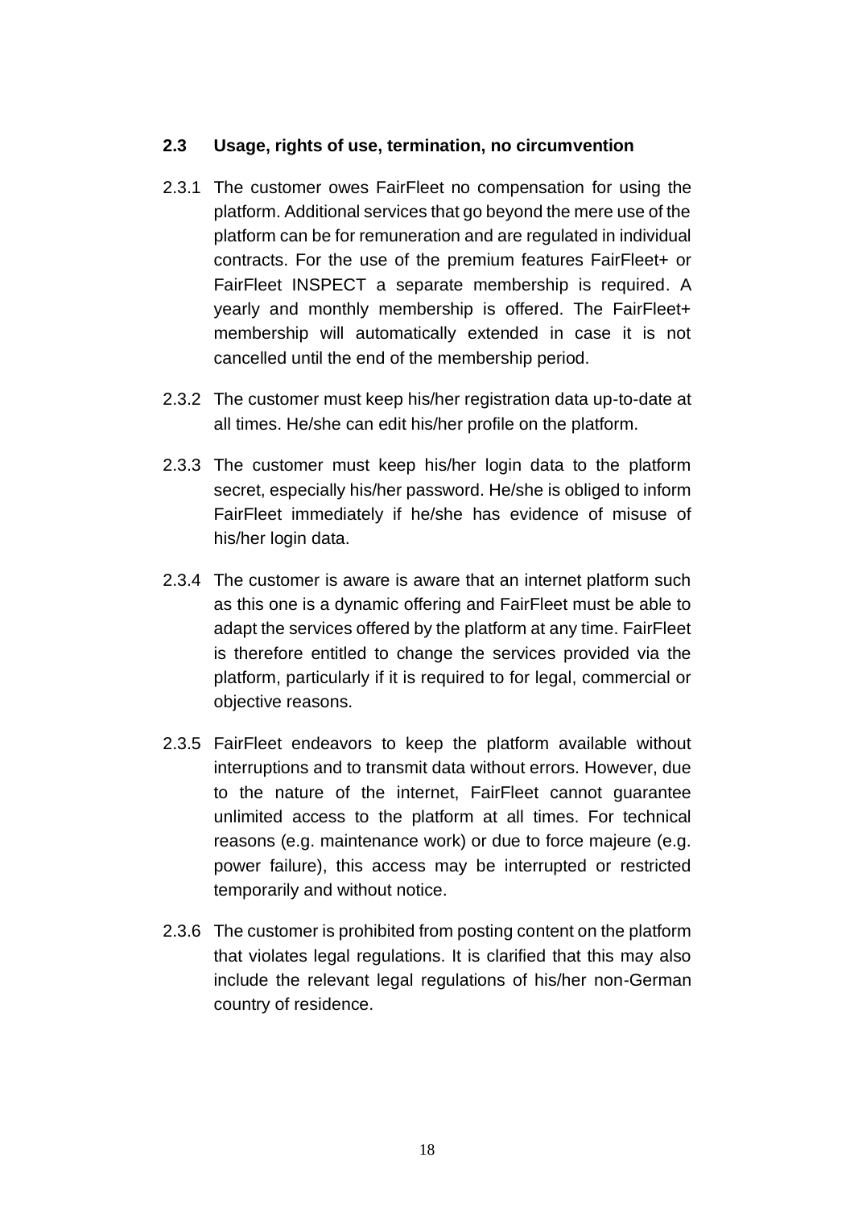### 2.3 Usage, rights of use, termination, no circumvention

2.3.1 The customer owes FairFleet no compensation for using the platform. Additional services that go beyond the mere use of the platform can be for remuneration and are regulated in individual contracts. For the use of the premium features FairFleet+ or FairFleet INSPECT a separate membership is required. A yearly and monthly membership is offered. The FairFleet+ membership will automatically extended in case it is not cancelled until the end of the membership period.

2.3.2 The customer must keep his/her registration data up-to-date at all times. He/she can edit his/her profile on the platform.

2.3.3 The customer must keep his/her login data to the platform secret, especially his/her password. He/she is obliged to inform FairFleet immediately if he/she has evidence of misuse of his/her login data.

2.3.4 The customer is aware is aware that an internet platform such as this one is a dynamic offering and FairFleet must be able to adapt the services offered by the platform at any time. FairFleet is therefore entitled to change the services provided via the platform, particularly if it is required to for legal, commercial or objective reasons.

2.3.5 FairFleet endeavors to keep the platform available without interruptions and to transmit data without errors. However, due to the nature of the internet, FairFleet cannot guarantee unlimited access to the platform at all times. For technical reasons (e.g. maintenance work) or due to force majeure (e.g. power failure), this access may be interrupted or restricted temporarily and without notice.

2.3.6 The customer is prohibited from posting content on the platform that violates legal regulations. It is clarified that this may also include the relevant legal regulations of his/her non-German country of residence.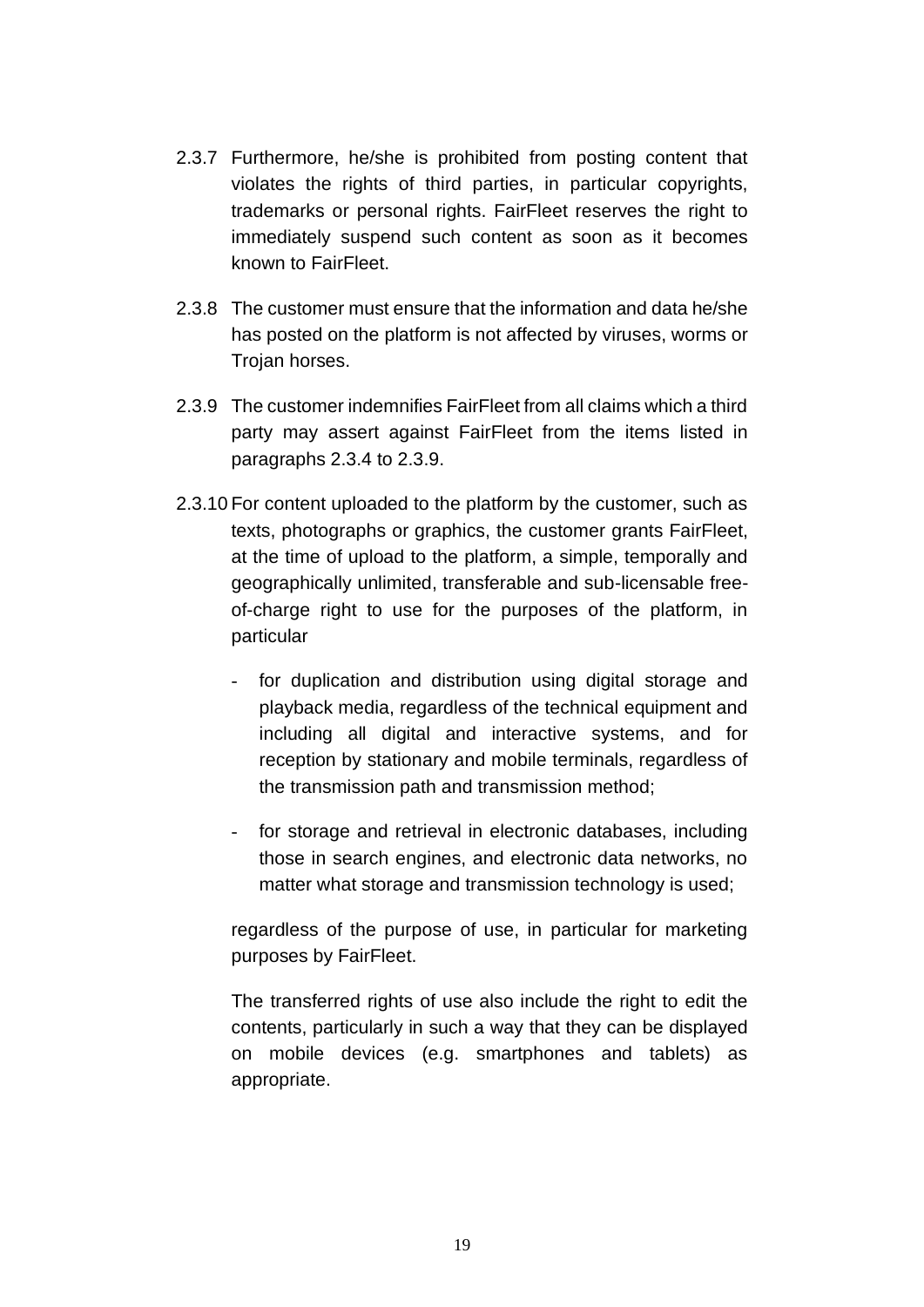2.3.7 Furthermore, he/she is prohibited from posting content that violates the rights of third parties, in particular copyrights, trademarks or personal rights. FairFleet reserves the right to immediately suspend such content as soon as it becomes known to FairFleet.

2.3.8 The customer must ensure that the information and data he/she has posted on the platform is not affected by viruses, worms or Trojan horses.

2.3.9 The customer indemnifies FairFleet from all claims which a third party may assert against FairFleet from the items listed in paragraphs 2.3.4 to 2.3.9.

2.3.10 For content uploaded to the platform by the customer, such as texts, photographs or graphics, the customer grants FairFleet, at the time of upload to the platform, a simple, temporally and geographically unlimited, transferable and sub-licensable free-of-charge right to use for the purposes of the platform, in particular

- for duplication and distribution using digital storage and playback media, regardless of the technical equipment and including all digital and interactive systems, and for reception by stationary and mobile terminals, regardless of the transmission path and transmission method;

- for storage and retrieval in electronic databases, including those in search engines, and electronic data networks, no matter what storage and transmission technology is used;

regardless of the purpose of use, in particular for marketing purposes by FairFleet.

The transferred rights of use also include the right to edit the contents, particularly in such a way that they can be displayed on mobile devices (e.g. smartphones and tablets) as appropriate.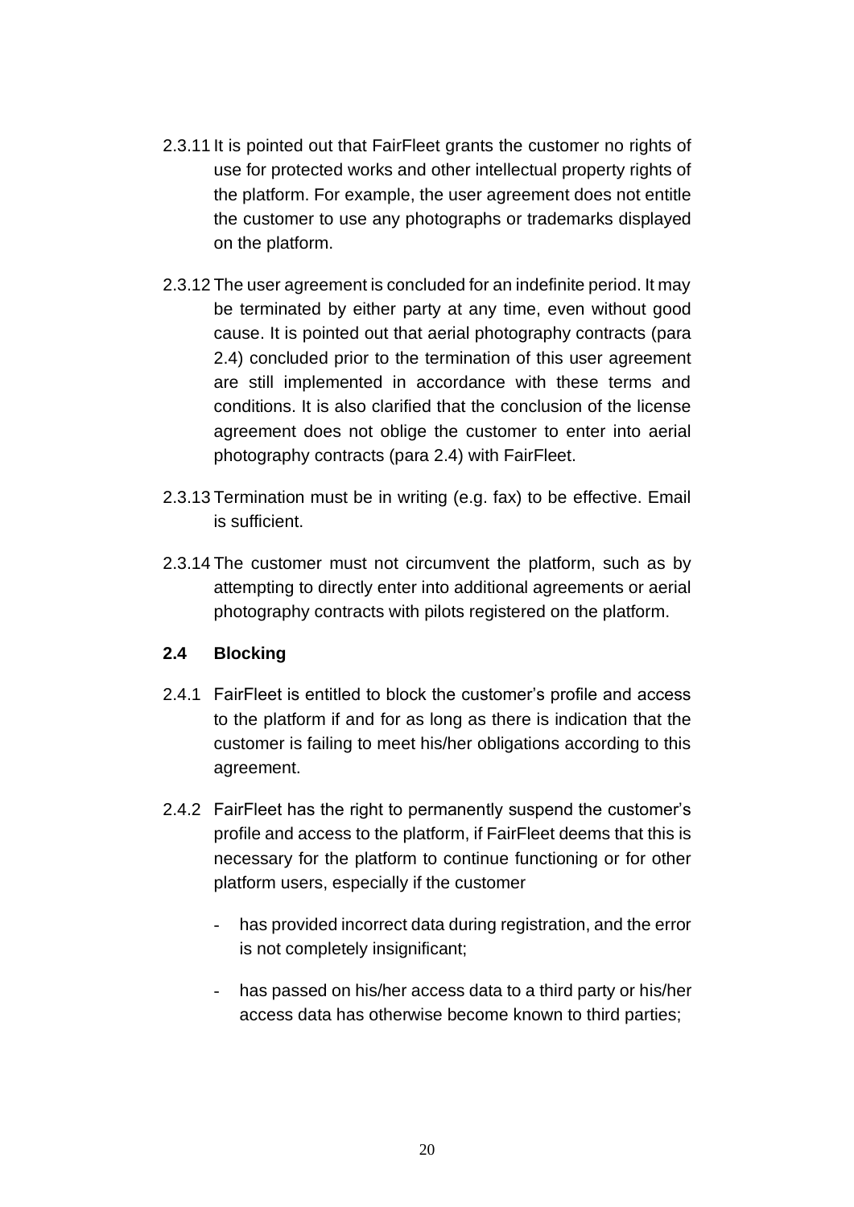2.3.11 It is pointed out that FairFleet grants the customer no rights of use for protected works and other intellectual property rights of the platform. For example, the user agreement does not entitle the customer to use any photographs or trademarks displayed on the platform.

2.3.12 The user agreement is concluded for an indefinite period. It may be terminated by either party at any time, even without good cause. It is pointed out that aerial photography contracts (para 2.4) concluded prior to the termination of this user agreement are still implemented in accordance with these terms and conditions. It is also clarified that the conclusion of the license agreement does not oblige the customer to enter into aerial photography contracts (para 2.4) with FairFleet.

2.3.13 Termination must be in writing (e.g. fax) to be effective. Email is sufficient.

2.3.14 The customer must not circumvent the platform, such as by attempting to directly enter into additional agreements or aerial photography contracts with pilots registered on the platform.

### 2.4 Blocking

2.4.1 FairFleet is entitled to block the customer's profile and access to the platform if and for as long as there is indication that the customer is failing to meet his/her obligations according to this agreement.

2.4.2 FairFleet has the right to permanently suspend the customer's profile and access to the platform, if FairFleet deems that this is necessary for the platform to continue functioning or for other platform users, especially if the customer

- has provided incorrect data during registration, and the error is not completely insignificant;
- has passed on his/her access data to a third party or his/her access data has otherwise become known to third parties;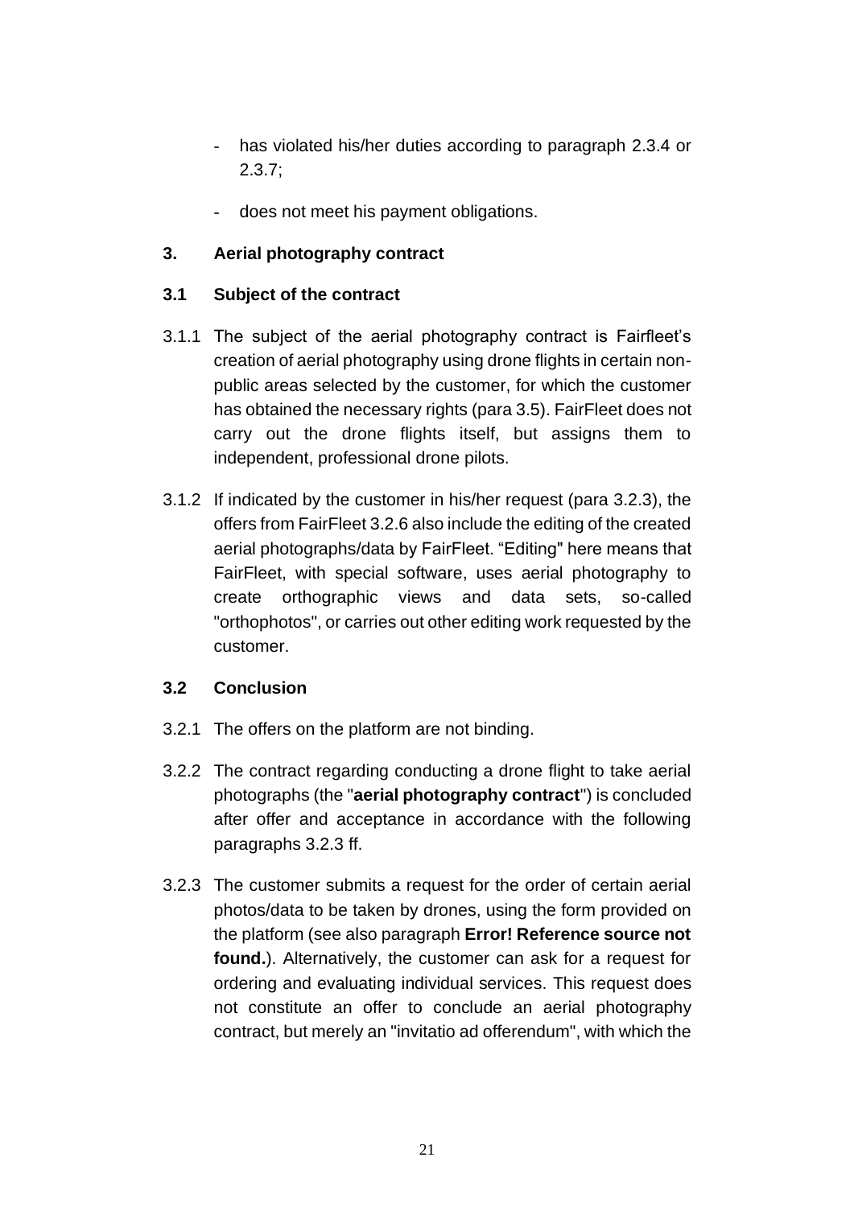- has violated his/her duties according to paragraph 2.3.4 or 2.3.7;
- does not meet his payment obligations.

## 3. Aerial photography contract

### 3.1 Subject of the contract

3.1.1 The subject of the aerial photography contract is Fairfleet's creation of aerial photography using drone flights in certain non-public areas selected by the customer, for which the customer has obtained the necessary rights (para 3.5). FairFleet does not carry out the drone flights itself, but assigns them to independent, professional drone pilots.

3.1.2 If indicated by the customer in his/her request (para 3.2.3), the offers from FairFleet 3.2.6 also include the editing of the created aerial photographs/data by FairFleet. "Editing" here means that FairFleet, with special software, uses aerial photography to create orthographic views and data sets, so-called "orthophotos", or carries out other editing work requested by the customer.

### 3.2 Conclusion

3.2.1 The offers on the platform are not binding.

3.2.2 The contract regarding conducting a drone flight to take aerial photographs (the "**aerial photography contract**") is concluded after offer and acceptance in accordance with the following paragraphs 3.2.3 ff.

3.2.3 The customer submits a request for the order of certain aerial photos/data to be taken by drones, using the form provided on the platform (see also paragraph **Error! Reference source not found.**). Alternatively, the customer can ask for a request for ordering and evaluating individual services. This request does not constitute an offer to conclude an aerial photography contract, but merely an "invitatio ad offerendum", with which the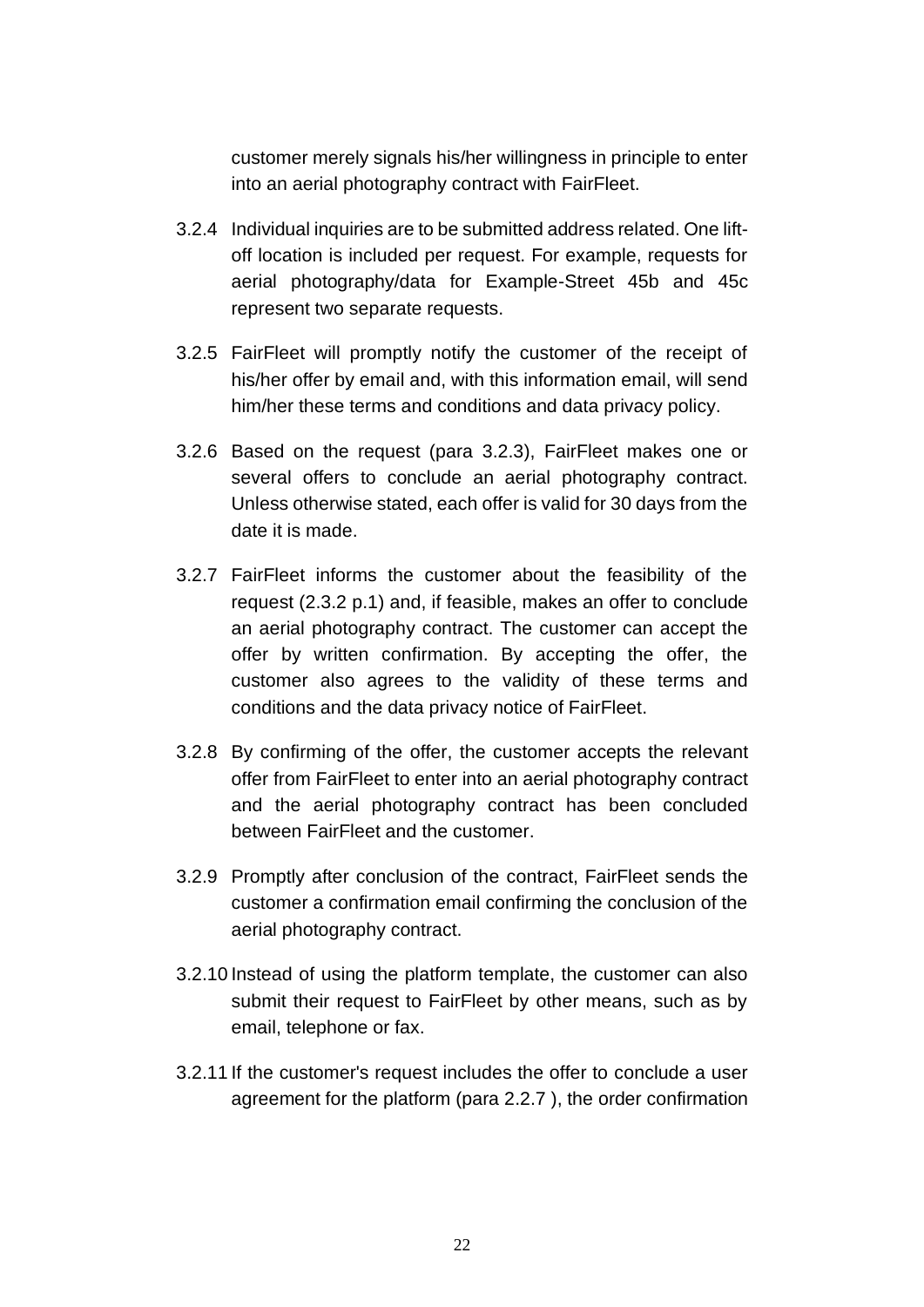customer merely signals his/her willingness in principle to enter into an aerial photography contract with FairFleet.

3.2.4 Individual inquiries are to be submitted address related. One lift-off location is included per request. For example, requests for aerial photography/data for Example-Street 45b and 45c represent two separate requests.

3.2.5 FairFleet will promptly notify the customer of the receipt of his/her offer by email and, with this information email, will send him/her these terms and conditions and data privacy policy.

3.2.6 Based on the request (para 3.2.3), FairFleet makes one or several offers to conclude an aerial photography contract. Unless otherwise stated, each offer is valid for 30 days from the date it is made.

3.2.7 FairFleet informs the customer about the feasibility of the request (2.3.2 p.1) and, if feasible, makes an offer to conclude an aerial photography contract. The customer can accept the offer by written confirmation. By accepting the offer, the customer also agrees to the validity of these terms and conditions and the data privacy notice of FairFleet.

3.2.8 By confirming of the offer, the customer accepts the relevant offer from FairFleet to enter into an aerial photography contract and the aerial photography contract has been concluded between FairFleet and the customer.

3.2.9 Promptly after conclusion of the contract, FairFleet sends the customer a confirmation email confirming the conclusion of the aerial photography contract.

3.2.10 Instead of using the platform template, the customer can also submit their request to FairFleet by other means, such as by email, telephone or fax.

3.2.11 If the customer's request includes the offer to conclude a user agreement for the platform (para 2.2.7 ), the order confirmation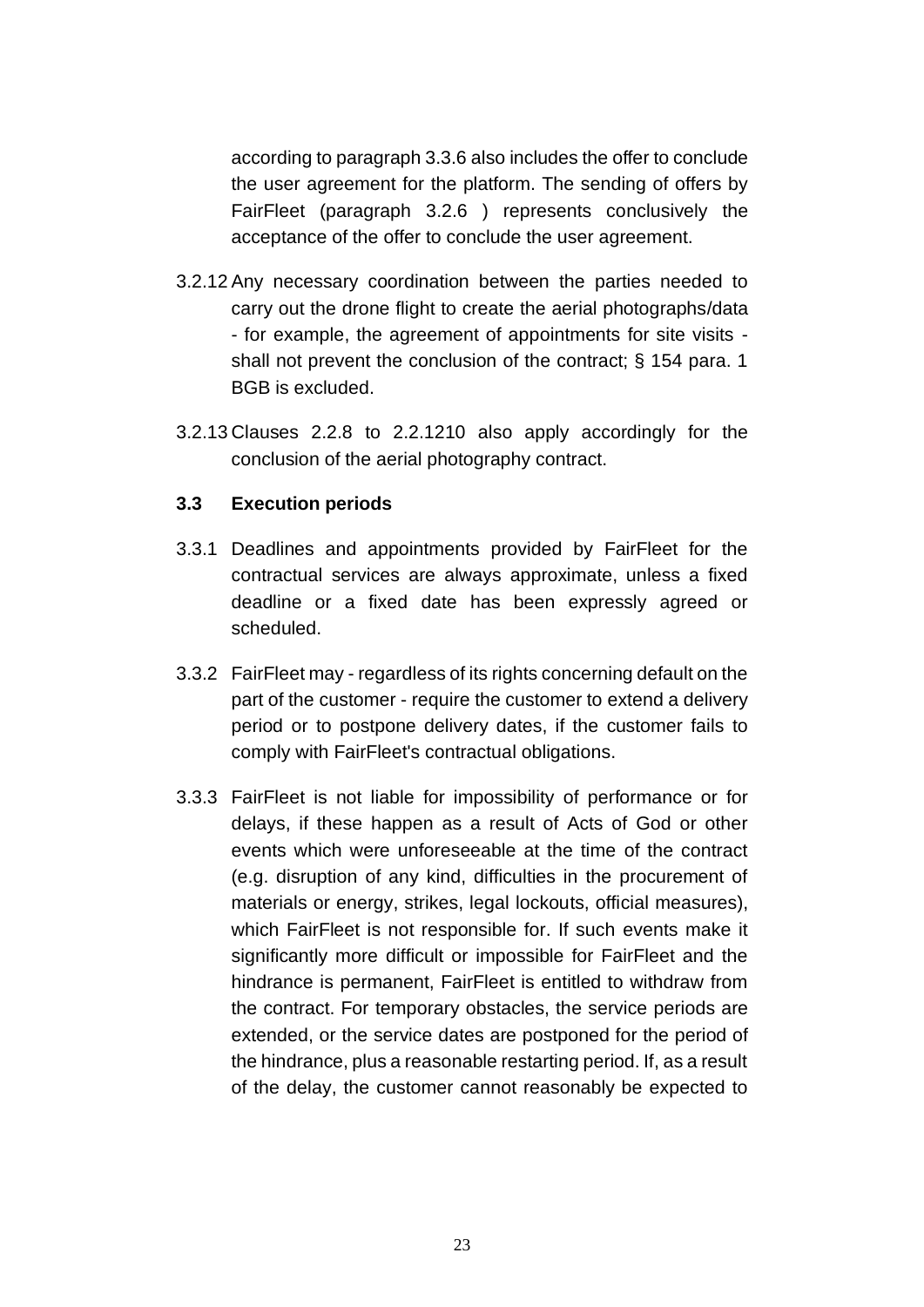according to paragraph 3.3.6 also includes the offer to conclude the user agreement for the platform. The sending of offers by FairFleet (paragraph 3.2.6 ) represents conclusively the acceptance of the offer to conclude the user agreement.

3.2.12 Any necessary coordination between the parties needed to carry out the drone flight to create the aerial photographs/data - for example, the agreement of appointments for site visits - shall not prevent the conclusion of the contract; § 154 para. 1 BGB is excluded.

3.2.13 Clauses 2.2.8 to 2.2.1210 also apply accordingly for the conclusion of the aerial photography contract.

### 3.3 Execution periods

3.3.1 Deadlines and appointments provided by FairFleet for the contractual services are always approximate, unless a fixed deadline or a fixed date has been expressly agreed or scheduled.

3.3.2 FairFleet may - regardless of its rights concerning default on the part of the customer - require the customer to extend a delivery period or to postpone delivery dates, if the customer fails to comply with FairFleet's contractual obligations.

3.3.3 FairFleet is not liable for impossibility of performance or for delays, if these happen as a result of Acts of God or other events which were unforeseeable at the time of the contract (e.g. disruption of any kind, difficulties in the procurement of materials or energy, strikes, legal lockouts, official measures), which FairFleet is not responsible for. If such events make it significantly more difficult or impossible for FairFleet and the hindrance is permanent, FairFleet is entitled to withdraw from the contract. For temporary obstacles, the service periods are extended, or the service dates are postponed for the period of the hindrance, plus a reasonable restarting period. If, as a result of the delay, the customer cannot reasonably be expected to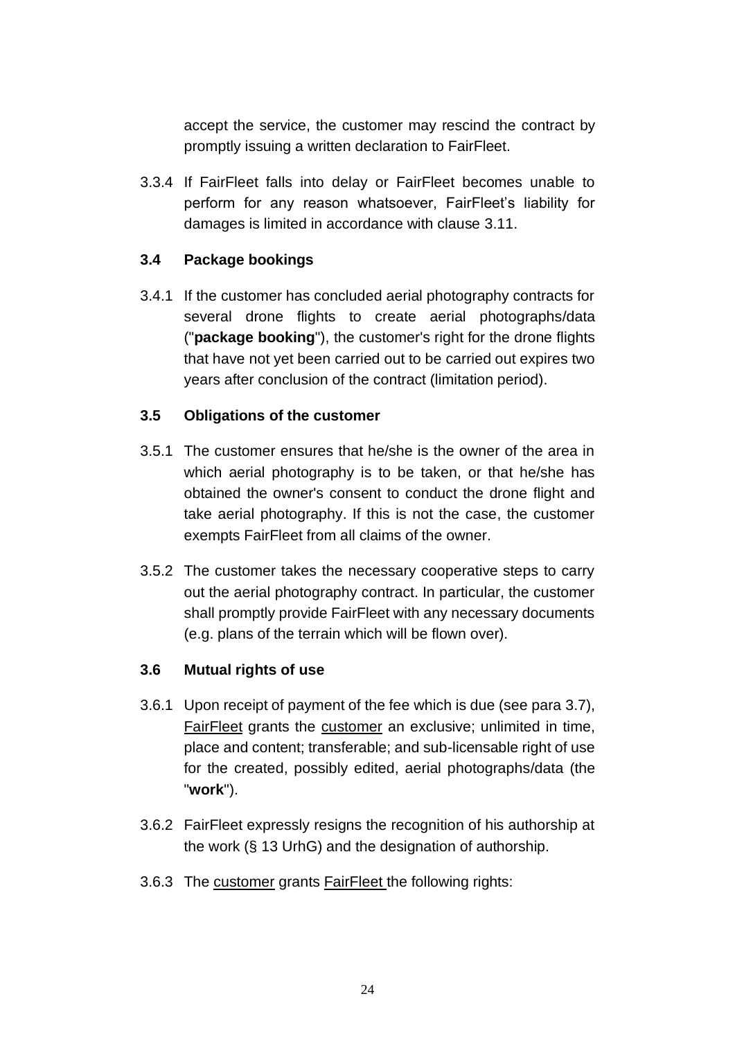accept the service, the customer may rescind the contract by promptly issuing a written declaration to FairFleet.

3.3.4 If FairFleet falls into delay or FairFleet becomes unable to perform for any reason whatsoever, FairFleet's liability for damages is limited in accordance with clause 3.11.

### 3.4 Package bookings

3.4.1 If the customer has concluded aerial photography contracts for several drone flights to create aerial photographs/data ("**package booking**"), the customer's right for the drone flights that have not yet been carried out to be carried out expires two years after conclusion of the contract (limitation period).

### 3.5 Obligations of the customer

3.5.1 The customer ensures that he/she is the owner of the area in which aerial photography is to be taken, or that he/she has obtained the owner's consent to conduct the drone flight and take aerial photography. If this is not the case, the customer exempts FairFleet from all claims of the owner.

3.5.2 The customer takes the necessary cooperative steps to carry out the aerial photography contract. In particular, the customer shall promptly provide FairFleet with any necessary documents (e.g. plans of the terrain which will be flown over).

### 3.6 Mutual rights of use

3.6.1 Upon receipt of payment of the fee which is due (see para 3.7), FairFleet grants the customer an exclusive; unlimited in time, place and content; transferable; and sub-licensable right of use for the created, possibly edited, aerial photographs/data (the "**work**").

3.6.2 FairFleet expressly resigns the recognition of his authorship at the work (§ 13 UrhG) and the designation of authorship.

3.6.3 The customer grants FairFleet the following rights: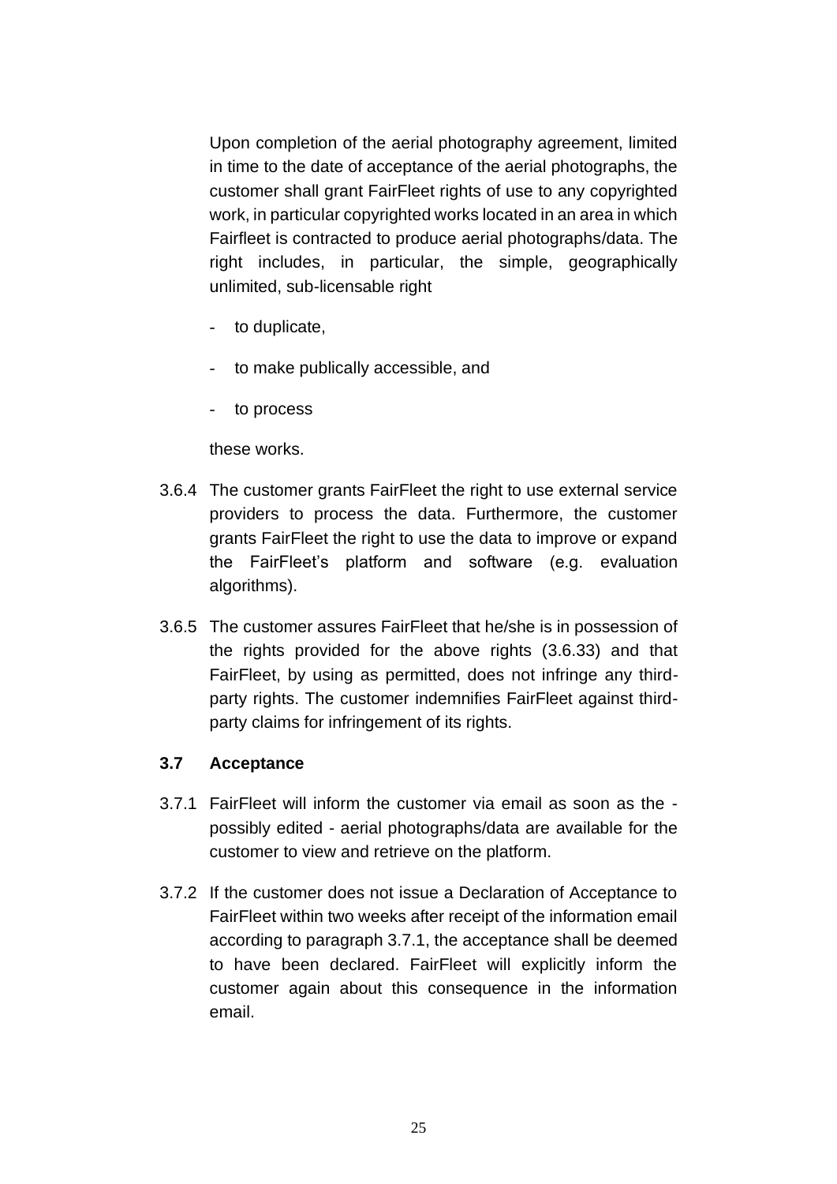Upon completion of the aerial photography agreement, limited in time to the date of acceptance of the aerial photographs, the customer shall grant FairFleet rights of use to any copyrighted work, in particular copyrighted works located in an area in which Fairfleet is contracted to produce aerial photographs/data. The right includes, in particular, the simple, geographically unlimited, sub-licensable right

- to duplicate,
- to make publically accessible, and
- to process

these works.

3.6.4 The customer grants FairFleet the right to use external service providers to process the data. Furthermore, the customer grants FairFleet the right to use the data to improve or expand the FairFleet's platform and software (e.g. evaluation algorithms).

3.6.5 The customer assures FairFleet that he/she is in possession of the rights provided for the above rights (3.6.33) and that FairFleet, by using as permitted, does not infringe any third-party rights. The customer indemnifies FairFleet against third-party claims for infringement of its rights.

### 3.7 Acceptance

3.7.1 FairFleet will inform the customer via email as soon as the - possibly edited - aerial photographs/data are available for the customer to view and retrieve on the platform.

3.7.2 If the customer does not issue a Declaration of Acceptance to FairFleet within two weeks after receipt of the information email according to paragraph 3.7.1, the acceptance shall be deemed to have been declared. FairFleet will explicitly inform the customer again about this consequence in the information email.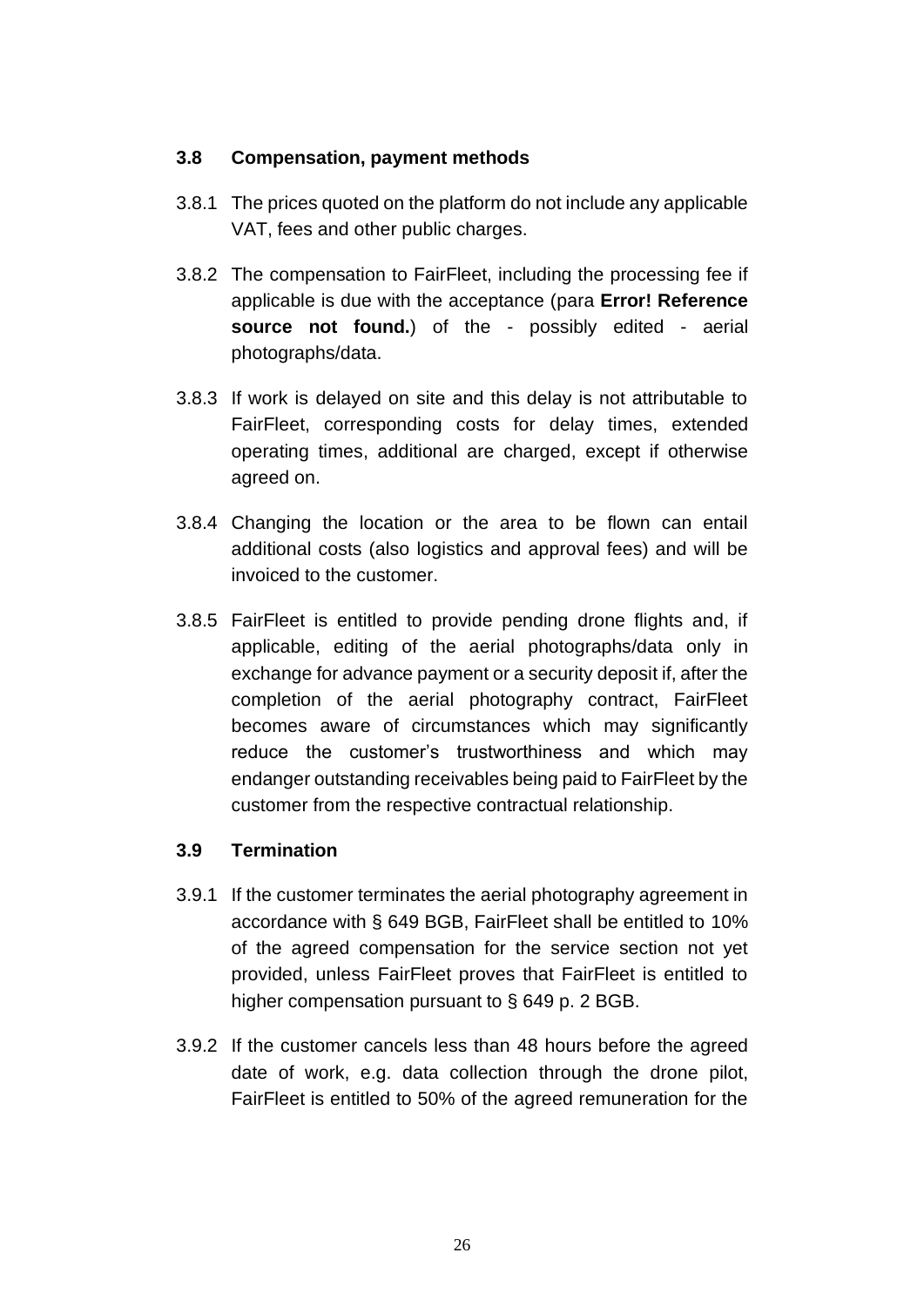### 3.8 Compensation, payment methods

3.8.1 The prices quoted on the platform do not include any applicable VAT, fees and other public charges.

3.8.2 The compensation to FairFleet, including the processing fee if applicable is due with the acceptance (para **Error! Reference source not found.**) of the - possibly edited - aerial photographs/data.

3.8.3 If work is delayed on site and this delay is not attributable to FairFleet, corresponding costs for delay times, extended operating times, additional are charged, except if otherwise agreed on.

3.8.4 Changing the location or the area to be flown can entail additional costs (also logistics and approval fees) and will be invoiced to the customer.

3.8.5 FairFleet is entitled to provide pending drone flights and, if applicable, editing of the aerial photographs/data only in exchange for advance payment or a security deposit if, after the completion of the aerial photography contract, FairFleet becomes aware of circumstances which may significantly reduce the customer's trustworthiness and which may endanger outstanding receivables being paid to FairFleet by the customer from the respective contractual relationship.

### 3.9 Termination

3.9.1 If the customer terminates the aerial photography agreement in accordance with § 649 BGB, FairFleet shall be entitled to 10% of the agreed compensation for the service section not yet provided, unless FairFleet proves that FairFleet is entitled to higher compensation pursuant to § 649 p. 2 BGB.

3.9.2 If the customer cancels less than 48 hours before the agreed date of work, e.g. data collection through the drone pilot, FairFleet is entitled to 50% of the agreed remuneration for the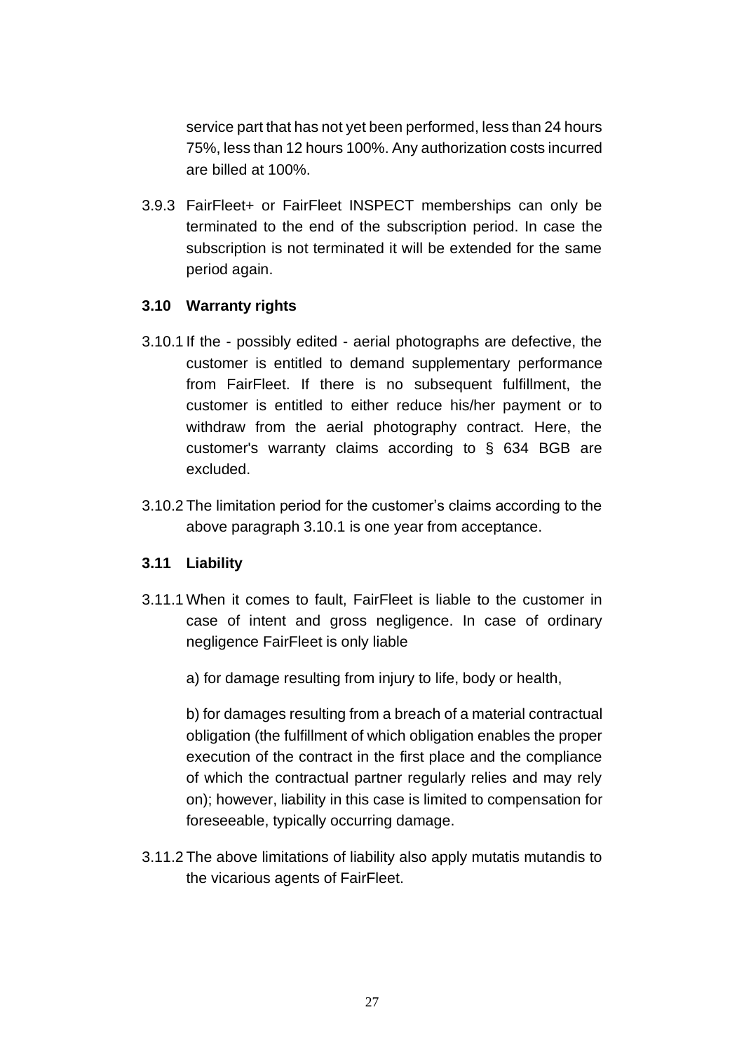service part that has not yet been performed, less than 24 hours 75%, less than 12 hours 100%. Any authorization costs incurred are billed at 100%.

3.9.3 FairFleet+ or FairFleet INSPECT memberships can only be terminated to the end of the subscription period. In case the subscription is not terminated it will be extended for the same period again.

### 3.10 Warranty rights

3.10.1 If the - possibly edited - aerial photographs are defective, the customer is entitled to demand supplementary performance from FairFleet. If there is no subsequent fulfillment, the customer is entitled to either reduce his/her payment or to withdraw from the aerial photography contract. Here, the customer's warranty claims according to § 634 BGB are excluded.

3.10.2 The limitation period for the customer's claims according to the above paragraph 3.10.1 is one year from acceptance.

### 3.11 Liability

3.11.1 When it comes to fault, FairFleet is liable to the customer in case of intent and gross negligence. In case of ordinary negligence FairFleet is only liable

a) for damage resulting from injury to life, body or health,

b) for damages resulting from a breach of a material contractual obligation (the fulfillment of which obligation enables the proper execution of the contract in the first place and the compliance of which the contractual partner regularly relies and may rely on); however, liability in this case is limited to compensation for foreseeable, typically occurring damage.

3.11.2 The above limitations of liability also apply mutatis mutandis to the vicarious agents of FairFleet.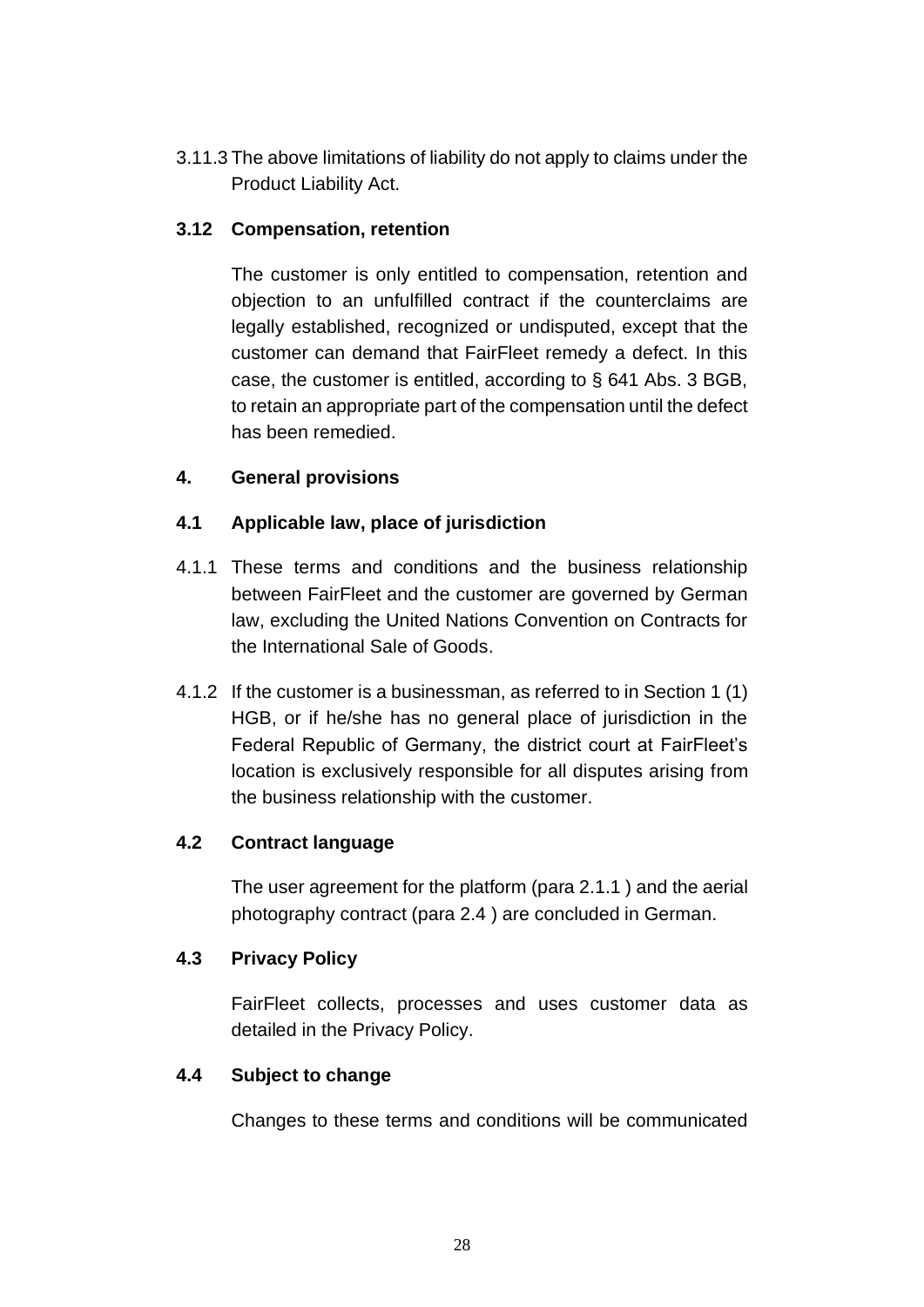3.11.3 The above limitations of liability do not apply to claims under the Product Liability Act.

### 3.12 Compensation, retention

The customer is only entitled to compensation, retention and objection to an unfulfilled contract if the counterclaims are legally established, recognized or undisputed, except that the customer can demand that FairFleet remedy a defect. In this case, the customer is entitled, according to § 641 Abs. 3 BGB, to retain an appropriate part of the compensation until the defect has been remedied.

## 4. General provisions

### 4.1 Applicable law, place of jurisdiction

4.1.1 These terms and conditions and the business relationship between FairFleet and the customer are governed by German law, excluding the United Nations Convention on Contracts for the International Sale of Goods.

4.1.2 If the customer is a businessman, as referred to in Section 1 (1) HGB, or if he/she has no general place of jurisdiction in the Federal Republic of Germany, the district court at FairFleet's location is exclusively responsible for all disputes arising from the business relationship with the customer.

### 4.2 Contract language

The user agreement for the platform (para 2.1.1 ) and the aerial photography contract (para 2.4 ) are concluded in German.

### 4.3 Privacy Policy

FairFleet collects, processes and uses customer data as detailed in the Privacy Policy.

### 4.4 Subject to change

Changes to these terms and conditions will be communicated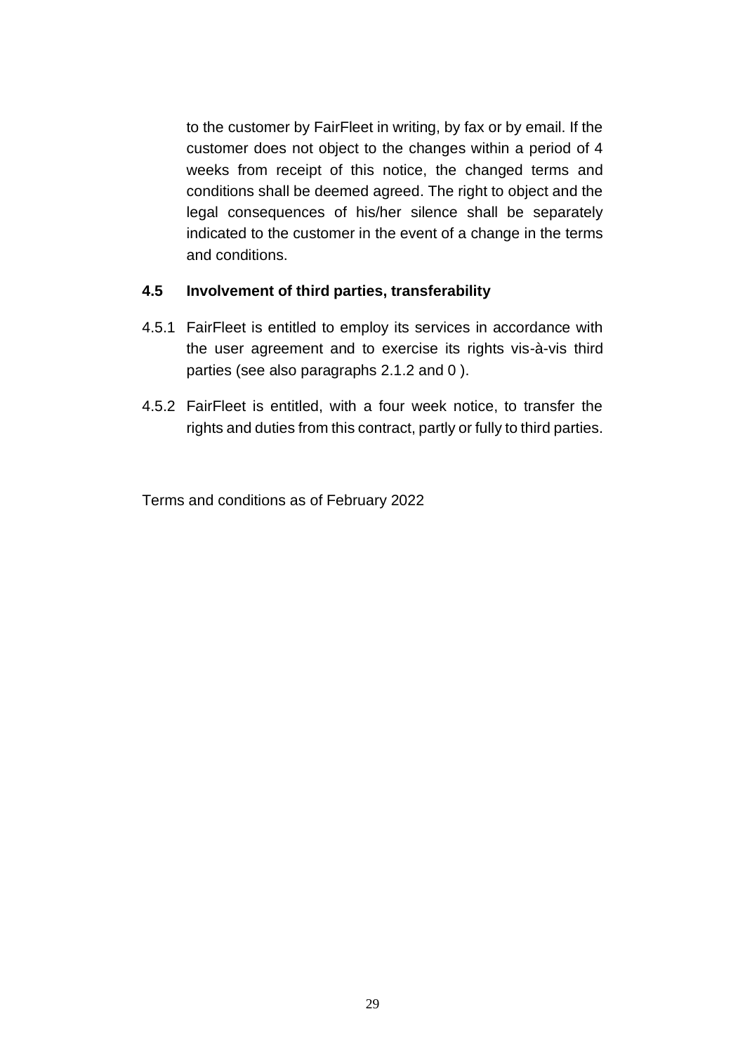to the customer by FairFleet in writing, by fax or by email. If the customer does not object to the changes within a period of 4 weeks from receipt of this notice, the changed terms and conditions shall be deemed agreed. The right to object and the legal consequences of his/her silence shall be separately indicated to the customer in the event of a change in the terms and conditions.

### 4.5 Involvement of third parties, transferability

4.5.1 FairFleet is entitled to employ its services in accordance with the user agreement and to exercise its rights vis-à-vis third parties (see also paragraphs 2.1.2 and 0 ).

4.5.2 FairFleet is entitled, with a four week notice, to transfer the rights and duties from this contract, partly or fully to third parties.

Terms and conditions as of February 2022